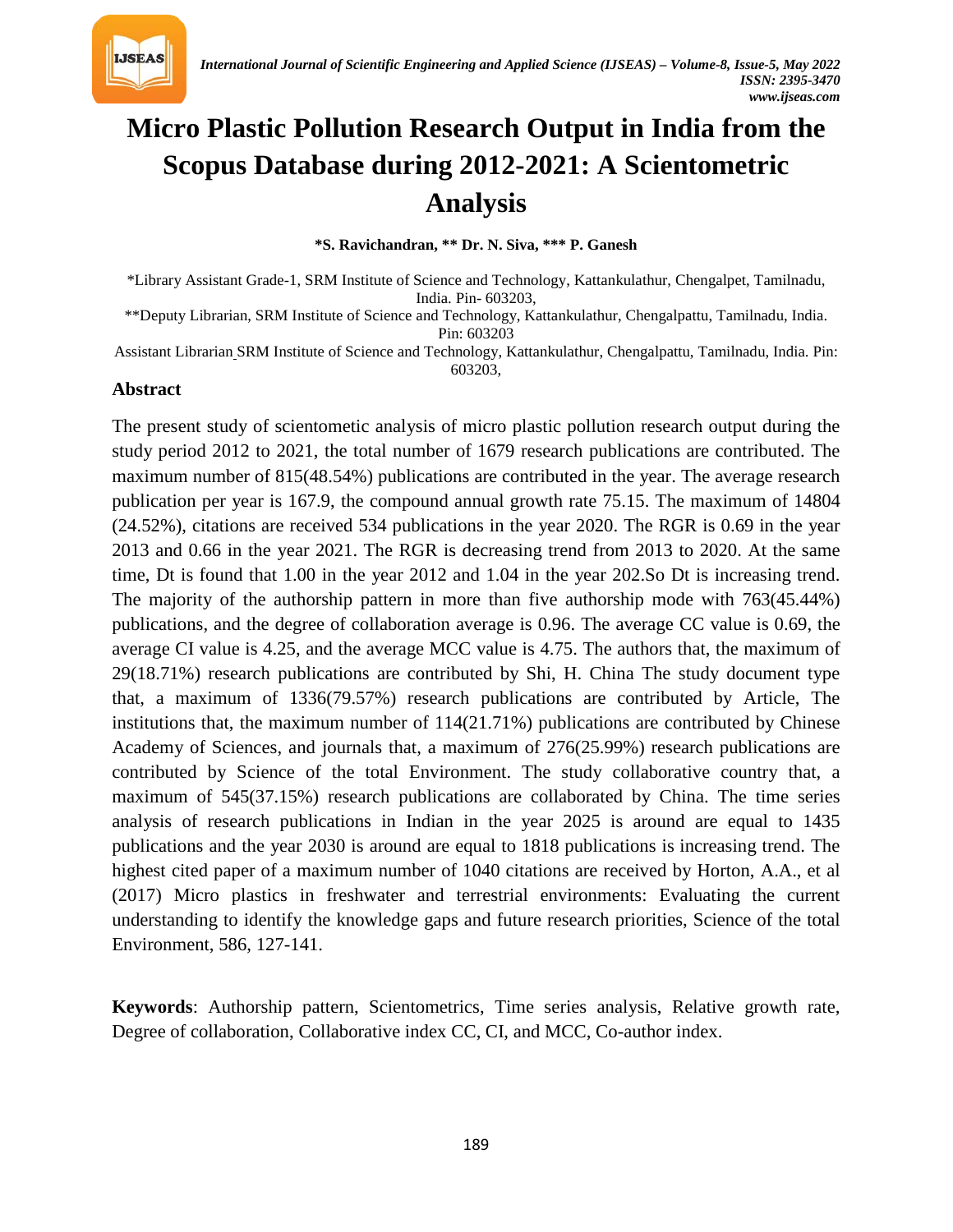# Micro Plastic Pollution Research Output in India from the Scopus Database during 2012-2021: A Scientometric Analysis

**\*S. Ravichandran, \*\* Dr. N. Siva, \*\*\* P. Ganesh**

\*Library Assistant Grade-1, SRM Institute of Science and Technology, Kattankulathur, Chengalpet, Tamilnadu, India. Pin- 603203,

\*\*Deputy Librarian, SRM Institute of Science and Technology, Kattankulathur, Chengalpattu, Tamilnadu, India. Pin: 603203

Assistant Librarian SRM Institute of Science and Technology, Kattankulathur, Chengalpattu, Tamilnadu, India. Pin: 603203,

## Abstract

The present study of scientometic analysis of micro plastic pollution research output during the study period 2012 to 2021, the total number of 1679 research publications are contributed. The maximum number of 815(48.54%) publications are contributed in the year. The average research publication per year is 167.9, the compound annual growth rate 75.15. The maximum of 14804 (24.52%), citations are received 534 publications in the year 2020. The RGR is 0.69 in the year 2013 and 0.66 in the year 2021. The RGR is decreasing trend from 2013 to 2020. At the same time, Dt is found that 1.00 in the year 2012 and 1.04 in the year 202.So Dt is increasing trend. The majority of the authorship pattern in more than five authorship mode with 763(45.44%) publications, and the degree of collaboration average is 0.96. The average CC value is 0.69, the average CI value is 4.25, and the average MCC value is 4.75. The authors that, the maximum of 29(18.71%) research publications are contributed by Shi, H. China The study document type that, a maximum of 1336(79.57%) research publications are contributed by Article, The institutions that, the maximum number of 114(21.71%) publications are contributed by Chinese Academy of Sciences, and journals that, a maximum of 276(25.99%) research publications are contributed by Science of the total Environment. The study collaborative country that, a maximum of 545(37.15%) research publications are collaborated by China. The time series analysis of research publications in Indian in the year 2025 is around are equal to 1435 publications and the year 2030 is around are equal to 1818 publications is increasing trend. The highest cited paper of a maximum number of 1040 citations are received by Horton, A.A., et al (2017) Micro plastics in freshwater and terrestrial environments: Evaluating the current understanding to identify the knowledge gaps and future research priorities, Science of the total Environment, 586, 127-141.

**Keywords**: Authorship pattern, Scientometrics, Time series analysis, Relative growth rate, Degree of collaboration, Collaborative index CC, CI, and MCC, Co-author index.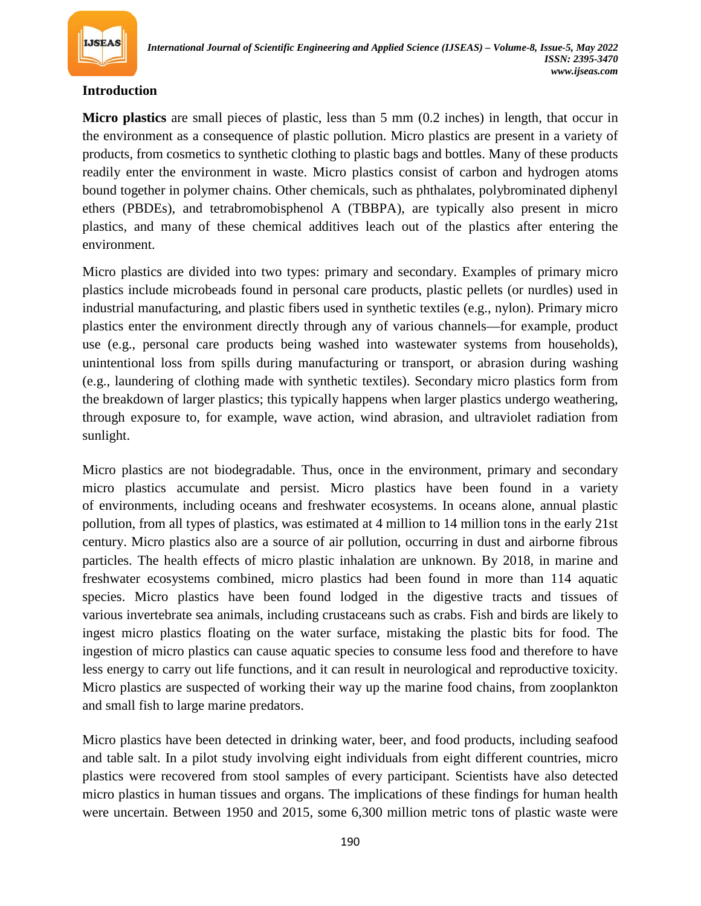## Introduction

**Micro plastics** are small pieces of plastic, less than 5 mm (0.2 inches) in length, that occur in the environment as a consequence of plastic pollution. Micro plastics are present in a variety of products, from cosmetics to synthetic clothing to plastic bags and bottles. Many of these products readily enter the environment in waste. Micro plastics consist of carbon and hydrogen atoms bound together in polymer chains. Other chemicals, such as phthalates, polybrominated diphenyl ethers (PBDEs), and tetrabromobisphenol A (TBBPA), are typically also present in micro plastics, and many of these chemical additives leach out of the plastics after entering the environment.

Micro plastics are divided into two types: primary and secondary. Examples of primary micro plastics include microbeads found in personal care products, plastic pellets (or nurdles) used in industrial manufacturing, and plastic fibers used in synthetic textiles (e.g., nylon). Primary micro plastics enter the environment directly through any of various channels—for example, product use (e.g., personal care products being washed into wastewater systems from households), unintentional loss from spills during manufacturing or transport, or abrasion during washing (e.g., laundering of clothing made with synthetic textiles). Secondary micro plastics form from the breakdown of larger plastics; this typically happens when larger plastics undergo weathering, through exposure to, for example, wave action, wind abrasion, and ultraviolet radiation from sunlight.

Micro plastics are not biodegradable. Thus, once in the environment, primary and secondary micro plastics accumulate and persist. Micro plastics have been found in a variety of environments, including oceans and freshwater ecosystems. In oceans alone, annual plastic pollution, from all types of plastics, was estimated at 4 million to 14 million tons in the early 21st century. Micro plastics also are a source of air pollution, occurring in dust and airborne fibrous particles. The health effects of micro plastic inhalation are unknown. By 2018, in marine and freshwater ecosystems combined, micro plastics had been found in more than 114 aquatic species. Micro plastics have been found lodged in the digestive tracts and tissues of various invertebrate sea animals, including crustaceans such as crabs. Fish and birds are likely to ingest micro plastics floating on the water surface, mistaking the plastic bits for food. The ingestion of micro plastics can cause aquatic species to consume less food and therefore to have less energy to carry out life functions, and it can result in neurological and reproductive toxicity. Micro plastics are suspected of working their way up the marine food chains, from zooplankton and small fish to large marine predators.

Micro plastics have been detected in drinking water, beer, and food products, including seafood and table salt. In a pilot study involving eight individuals from eight different countries, micro plastics were recovered from stool samples of every participant. Scientists have also detected micro plastics in human tissues and organs. The implications of these findings for human health were uncertain. Between 1950 and 2015, some 6,300 million metric tons of plastic waste were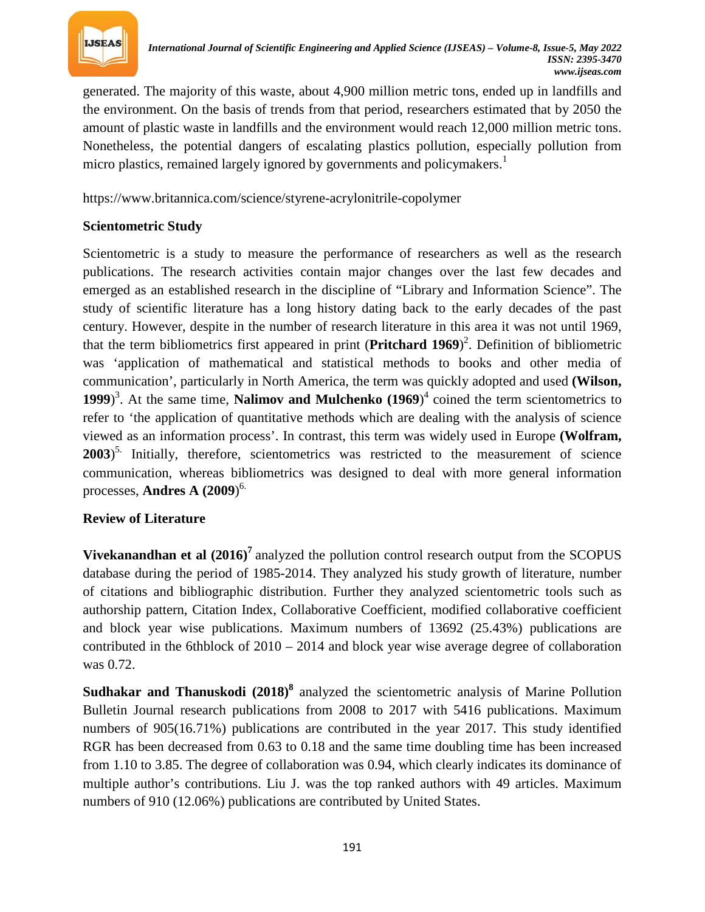generated. The majority of this waste, about 4,900 million metric tons, ended up in landfills and the environment. On the basis of trends from that period, researchers estimated that by 2050 the amount of plastic waste in landfills and the environment would reach 12,000 million metric tons. Nonetheless, the potential dangers of escalating plastics pollution, especially pollution from micro plastics, remained largely ignored by governments and policymakers.[1]

https://www.britannica.com/science/styrene-acrylonitrile-copolymer

### Scientometric Study

Scientometric is a study to measure the performance of researchers as well as the research publications. The research activities contain major changes over the last few decades and emerged as an established research in the discipline of "Library and Information Science". The study of scientific literature has a long history dating back to the early decades of the past century. However, despite in the number of research literature in this area it was not until 1969, that the term bibliometrics first appeared in print (**Pritchard 1969**)[2]. Definition of bibliometric was 'application of mathematical and statistical methods to books and other media of communication', particularly in North America, the term was quickly adopted and used **(Wilson, 1999**)[3]. At the same time, **Nalimov and Mulchenko (1969**)[4] coined the term scientometrics to refer to 'the application of quantitative methods which are dealing with the analysis of science viewed as an information process'. In contrast, this term was widely used in Europe **(Wolfram, 2003**)[5.] Initially, therefore, scientometrics was restricted to the measurement of science communication, whereas bibliometrics was designed to deal with more general information processes, **Andres A (2009**)[6.]

### Review of Literature

**Vivekanandhan et al (2016)[7]** analyzed the pollution control research output from the SCOPUS database during the period of 1985-2014. They analyzed his study growth of literature, number of citations and bibliographic distribution. Further they analyzed scientometric tools such as authorship pattern, Citation Index, Collaborative Coefficient, modified collaborative coefficient and block year wise publications. Maximum numbers of 13692 (25.43%) publications are contributed in the 6thblock of 2010 – 2014 and block year wise average degree of collaboration was 0.72.

**Sudhakar and Thanuskodi (2018)[8]** analyzed the scientometric analysis of Marine Pollution Bulletin Journal research publications from 2008 to 2017 with 5416 publications. Maximum numbers of 905(16.71%) publications are contributed in the year 2017. This study identified RGR has been decreased from 0.63 to 0.18 and the same time doubling time has been increased from 1.10 to 3.85. The degree of collaboration was 0.94, which clearly indicates its dominance of multiple author's contributions. Liu J. was the top ranked authors with 49 articles. Maximum numbers of 910 (12.06%) publications are contributed by United States.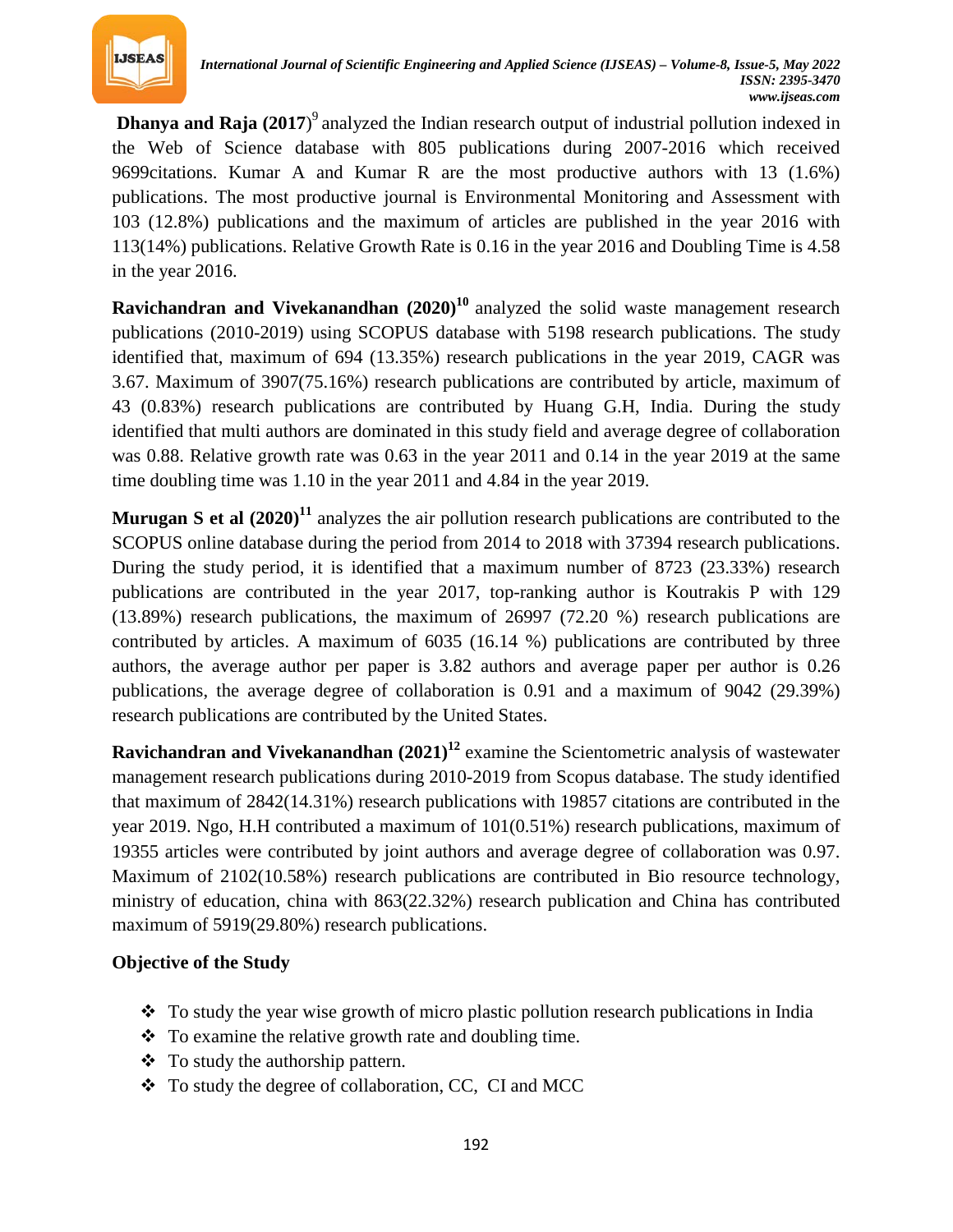**Dhanya and Raja (2017)**[9] analyzed the Indian research output of industrial pollution indexed in the Web of Science database with 805 publications during 2007-2016 which received 9699citations. Kumar A and Kumar R are the most productive authors with 13 (1.6%) publications. The most productive journal is Environmental Monitoring and Assessment with 103 (12.8%) publications and the maximum of articles are published in the year 2016 with 113(14%) publications. Relative Growth Rate is 0.16 in the year 2016 and Doubling Time is 4.58 in the year 2016.

**Ravichandran and Vivekanandhan (2020)**[10] analyzed the solid waste management research publications (2010-2019) using SCOPUS database with 5198 research publications. The study identified that, maximum of 694 (13.35%) research publications in the year 2019, CAGR was 3.67. Maximum of 3907(75.16%) research publications are contributed by article, maximum of 43 (0.83%) research publications are contributed by Huang G.H, India. During the study identified that multi authors are dominated in this study field and average degree of collaboration was 0.88. Relative growth rate was 0.63 in the year 2011 and 0.14 in the year 2019 at the same time doubling time was 1.10 in the year 2011 and 4.84 in the year 2019.

**Murugan S et al (2020)**[11] analyzes the air pollution research publications are contributed to the SCOPUS online database during the period from 2014 to 2018 with 37394 research publications. During the study period, it is identified that a maximum number of 8723 (23.33%) research publications are contributed in the year 2017, top-ranking author is Koutrakis P with 129 (13.89%) research publications, the maximum of 26997 (72.20 %) research publications are contributed by articles. A maximum of 6035 (16.14 %) publications are contributed by three authors, the average author per paper is 3.82 authors and average paper per author is 0.26 publications, the average degree of collaboration is 0.91 and a maximum of 9042 (29.39%) research publications are contributed by the United States.

**Ravichandran and Vivekanandhan (2021)**[12] examine the Scientometric analysis of wastewater management research publications during 2010-2019 from Scopus database. The study identified that maximum of 2842(14.31%) research publications with 19857 citations are contributed in the year 2019. Ngo, H.H contributed a maximum of 101(0.51%) research publications, maximum of 19355 articles were contributed by joint authors and average degree of collaboration was 0.97. Maximum of 2102(10.58%) research publications are contributed in Bio resource technology, ministry of education, china with 863(22.32%) research publication and China has contributed maximum of 5919(29.80%) research publications.

### Objective of the Study

- ❖ To study the year wise growth of micro plastic pollution research publications in India
- ❖ To examine the relative growth rate and doubling time.
- ❖ To study the authorship pattern.
- ❖ To study the degree of collaboration, CC, CI and MCC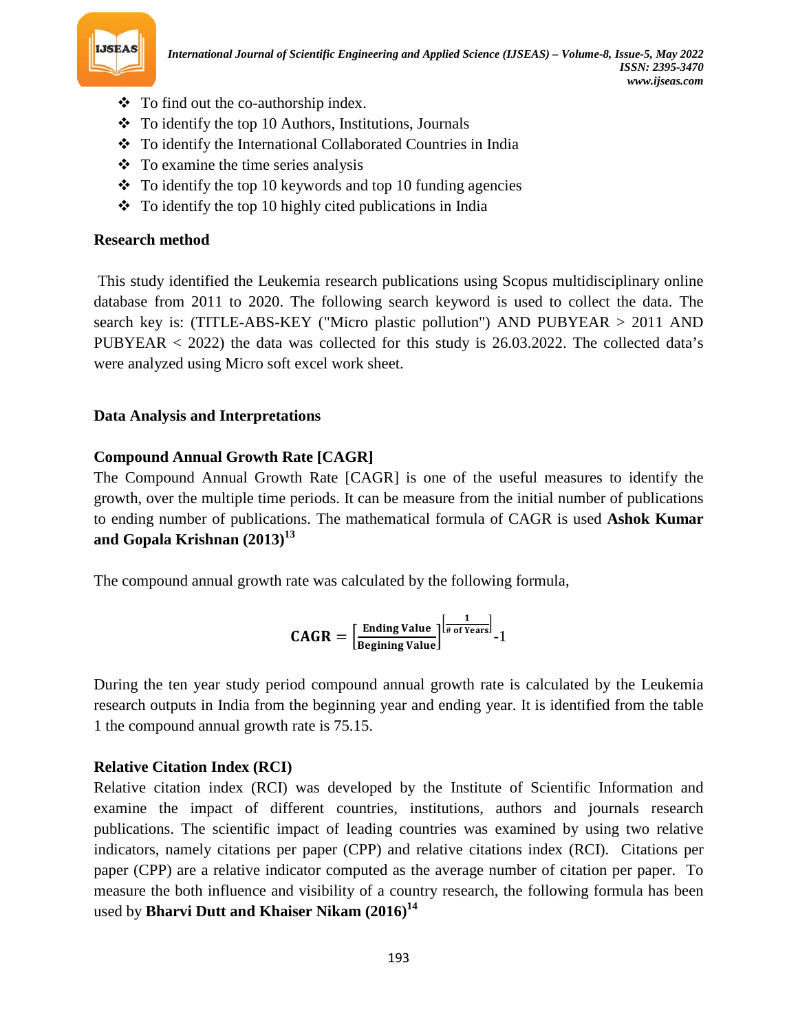- To find out the co-authorship index.
- To identify the top 10 Authors, Institutions, Journals
- To identify the International Collaborated Countries in India
- To examine the time series analysis
- To identify the top 10 keywords and top 10 funding agencies
- To identify the top 10 highly cited publications in India

**Research method**

This study identified the Leukemia research publications using Scopus multidisciplinary online database from 2011 to 2020. The following search keyword is used to collect the data. The search key is: (TITLE-ABS-KEY ("Micro plastic pollution") AND PUBYEAR > 2011 AND PUBYEAR < 2022) the data was collected for this study is 26.03.2022. The collected data's were analyzed using Micro soft excel work sheet.

**Data Analysis and Interpretations**

**Compound Annual Growth Rate [CAGR]**

The Compound Annual Growth Rate [CAGR] is one of the useful measures to identify the growth, over the multiple time periods. It can be measure from the initial number of publications to ending number of publications. The mathematical formula of CAGR is used **Ashok Kumar and Gopala Krishnan (2013)**[13]

The compound annual growth rate was calculated by the following formula,

$$\mathbf{CAGR} = \left[\frac{\textbf{Ending Value}}{\textbf{Begining Value}}\right]^{\left[\frac{1}{\textbf{\# of Years}}\right]} - 1$$

During the ten year study period compound annual growth rate is calculated by the Leukemia research outputs in India from the beginning year and ending year. It is identified from the table 1 the compound annual growth rate is 75.15.

**Relative Citation Index (RCI)**

Relative citation index (RCI) was developed by the Institute of Scientific Information and examine the impact of different countries, institutions, authors and journals research publications. The scientific impact of leading countries was examined by using two relative indicators, namely citations per paper (CPP) and relative citations index (RCI). Citations per paper (CPP) are a relative indicator computed as the average number of citation per paper. To measure the both influence and visibility of a country research, the following formula has been used by **Bharvi Dutt and Khaiser Nikam (2016)**[14]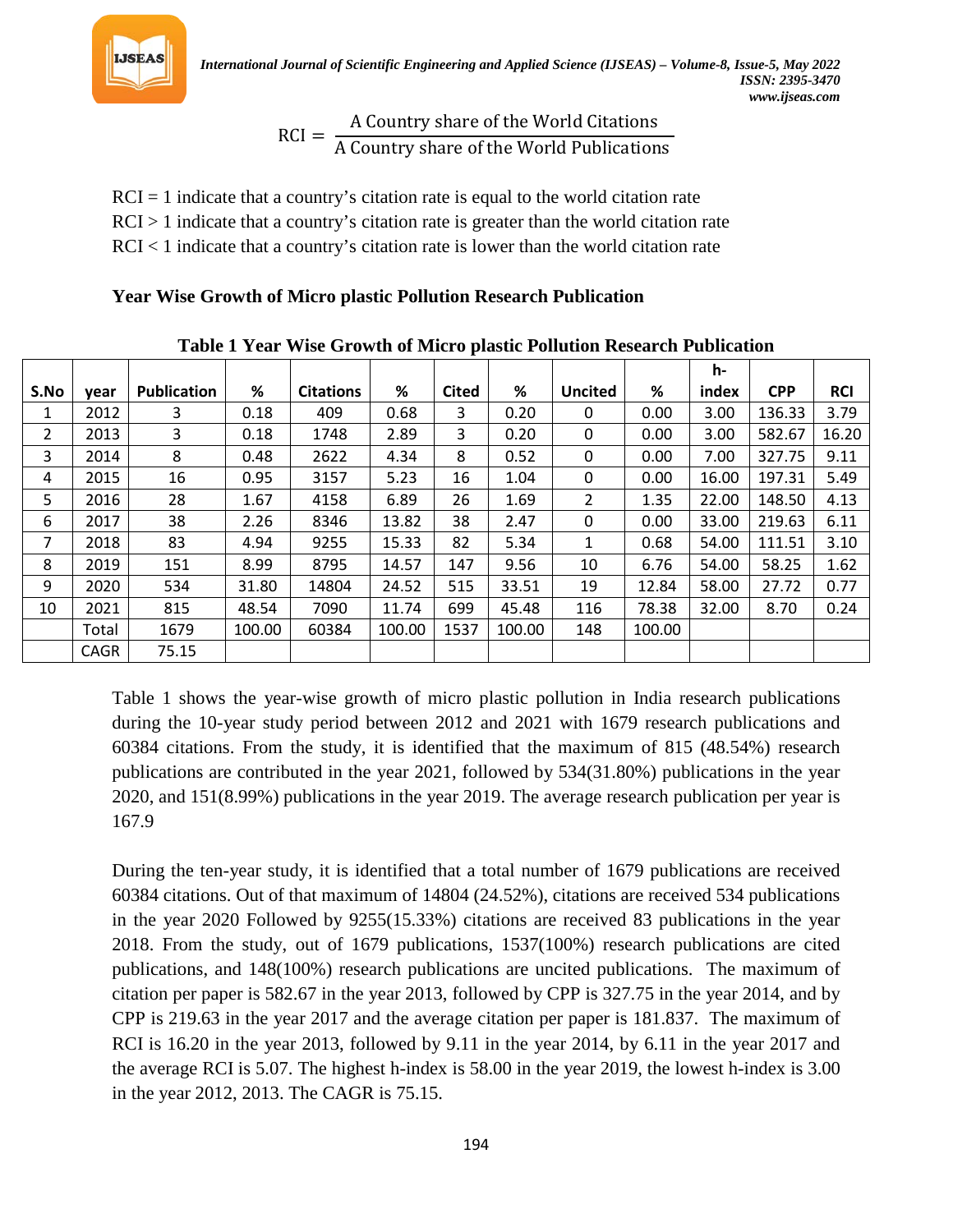$$RCI = \frac{\text{A Country share of the World Citations}}{\text{A Country share of the World Publications}}$$

RCI = 1 indicate that a country's citation rate is equal to the world citation rate
RCI > 1 indicate that a country's citation rate is greater than the world citation rate
RCI < 1 indicate that a country's citation rate is lower than the world citation rate

### Year Wise Growth of Micro plastic Pollution Research Publication

**Table 1 Year Wise Growth of Micro plastic Pollution Research Publication**

| S.No | year | Publication | % | Citations | % | Cited | % | Uncited | % | h-index | CPP | RCI |
|---|---|---|---|---|---|---|---|---|---|---|---|---|
| 1 | 2012 | 3 | 0.18 | 409 | 0.68 | 3 | 0.20 | 0 | 0.00 | 3.00 | 136.33 | 3.79 |
| 2 | 2013 | 3 | 0.18 | 1748 | 2.89 | 3 | 0.20 | 0 | 0.00 | 3.00 | 582.67 | 16.20 |
| 3 | 2014 | 8 | 0.48 | 2622 | 4.34 | 8 | 0.52 | 0 | 0.00 | 7.00 | 327.75 | 9.11 |
| 4 | 2015 | 16 | 0.95 | 3157 | 5.23 | 16 | 1.04 | 0 | 0.00 | 16.00 | 197.31 | 5.49 |
| 5 | 2016 | 28 | 1.67 | 4158 | 6.89 | 26 | 1.69 | 2 | 1.35 | 22.00 | 148.50 | 4.13 |
| 6 | 2017 | 38 | 2.26 | 8346 | 13.82 | 38 | 2.47 | 0 | 0.00 | 33.00 | 219.63 | 6.11 |
| 7 | 2018 | 83 | 4.94 | 9255 | 15.33 | 82 | 5.34 | 1 | 0.68 | 54.00 | 111.51 | 3.10 |
| 8 | 2019 | 151 | 8.99 | 8795 | 14.57 | 147 | 9.56 | 10 | 6.76 | 54.00 | 58.25 | 1.62 |
| 9 | 2020 | 534 | 31.80 | 14804 | 24.52 | 515 | 33.51 | 19 | 12.84 | 58.00 | 27.72 | 0.77 |
| 10 | 2021 | 815 | 48.54 | 7090 | 11.74 | 699 | 45.48 | 116 | 78.38 | 32.00 | 8.70 | 0.24 |
| | Total | 1679 | 100.00 | 60384 | 100.00 | 1537 | 100.00 | 148 | 100.00 | | | |
| | CAGR | 75.15 | | | | | | | | | | |

Table 1 shows the year-wise growth of micro plastic pollution in India research publications during the 10-year study period between 2012 and 2021 with 1679 research publications and 60384 citations. From the study, it is identified that the maximum of 815 (48.54%) research publications are contributed in the year 2021, followed by 534(31.80%) publications in the year 2020, and 151(8.99%) publications in the year 2019. The average research publication per year is 167.9

During the ten-year study, it is identified that a total number of 1679 publications are received 60384 citations. Out of that maximum of 14804 (24.52%), citations are received 534 publications in the year 2020 Followed by 9255(15.33%) citations are received 83 publications in the year 2018. From the study, out of 1679 publications, 1537(100%) research publications are cited publications, and 148(100%) research publications are uncited publications. The maximum of citation per paper is 582.67 in the year 2013, followed by CPP is 327.75 in the year 2014, and by CPP is 219.63 in the year 2017 and the average citation per paper is 181.837. The maximum of RCI is 16.20 in the year 2013, followed by 9.11 in the year 2014, by 6.11 in the year 2017 and the average RCI is 5.07. The highest h-index is 58.00 in the year 2019, the lowest h-index is 3.00 in the year 2012, 2013. The CAGR is 75.15.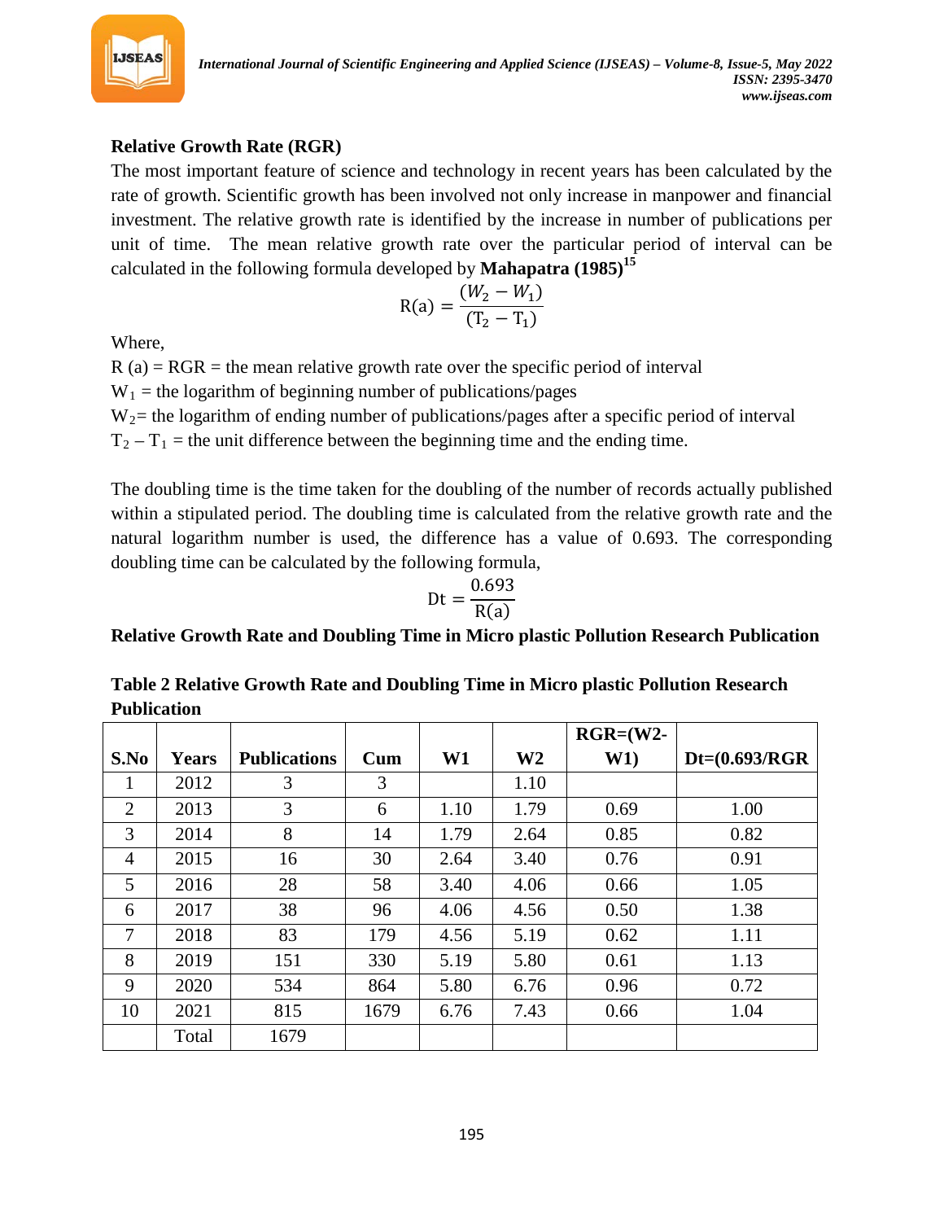**Relative Growth Rate (RGR)**

The most important feature of science and technology in recent years has been calculated by the rate of growth. Scientific growth has been involved not only increase in manpower and financial investment. The relative growth rate is identified by the increase in number of publications per unit of time. The mean relative growth rate over the particular period of interval can be calculated in the following formula developed by **Mahapatra (1985)**[15]

$$\text{R(a)} = \frac{(W_2 - W_1)}{(\text{T}_2 - \text{T}_1)}$$

Where,

R (a) = RGR = the mean relative growth rate over the specific period of interval

$W_1$ = the logarithm of beginning number of publications/pages

$W_2$= the logarithm of ending number of publications/pages after a specific period of interval

$T_2 - T_1$ = the unit difference between the beginning time and the ending time.

The doubling time is the time taken for the doubling of the number of records actually published within a stipulated period. The doubling time is calculated from the relative growth rate and the natural logarithm number is used, the difference has a value of 0.693. The corresponding doubling time can be calculated by the following formula,

$$\text{Dt} = \frac{0.693}{\text{R(a)}}$$

**Relative Growth Rate and Doubling Time in Micro plastic Pollution Research Publication**

**Table 2 Relative Growth Rate and Doubling Time in Micro plastic Pollution Research Publication**

| S.No | Years | Publications | Cum | W1 | W2 | RGR=(W2-W1) | Dt=(0.693/RGR |
|---|---|---|---|---|---|---|---|
| 1 | 2012 | 3 | 3 | | 1.10 | | |
| 2 | 2013 | 3 | 6 | 1.10 | 1.79 | 0.69 | 1.00 |
| 3 | 2014 | 8 | 14 | 1.79 | 2.64 | 0.85 | 0.82 |
| 4 | 2015 | 16 | 30 | 2.64 | 3.40 | 0.76 | 0.91 |
| 5 | 2016 | 28 | 58 | 3.40 | 4.06 | 0.66 | 1.05 |
| 6 | 2017 | 38 | 96 | 4.06 | 4.56 | 0.50 | 1.38 |
| 7 | 2018 | 83 | 179 | 4.56 | 5.19 | 0.62 | 1.11 |
| 8 | 2019 | 151 | 330 | 5.19 | 5.80 | 0.61 | 1.13 |
| 9 | 2020 | 534 | 864 | 5.80 | 6.76 | 0.96 | 0.72 |
| 10 | 2021 | 815 | 1679 | 6.76 | 7.43 | 0.66 | 1.04 |
| | Total | 1679 | | | | | |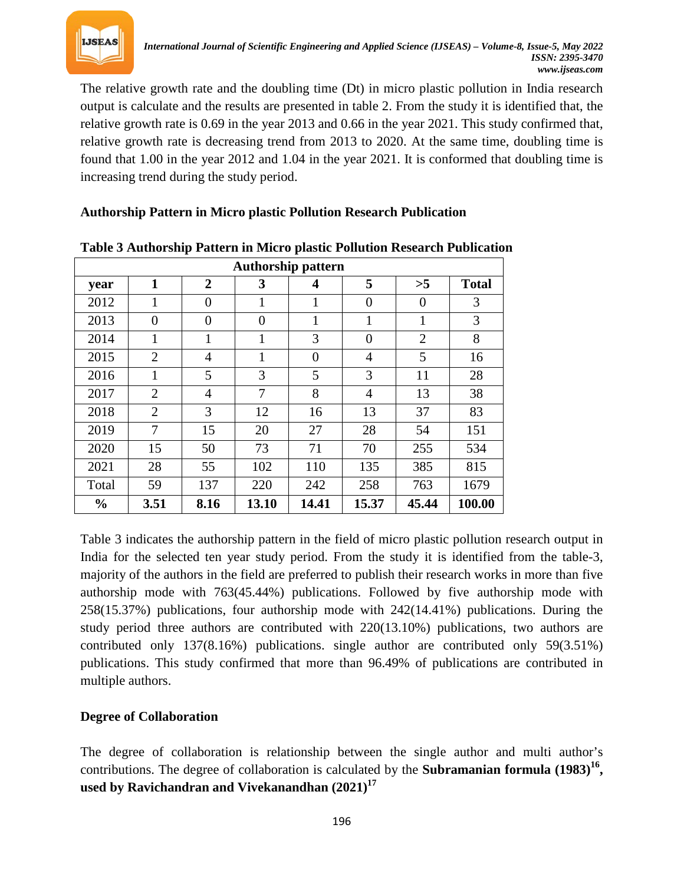The relative growth rate and the doubling time (Dt) in micro plastic pollution in India research output is calculate and the results are presented in table 2. From the study it is identified that, the relative growth rate is 0.69 in the year 2013 and 0.66 in the year 2021. This study confirmed that, relative growth rate is decreasing trend from 2013 to 2020. At the same time, doubling time is found that 1.00 in the year 2012 and 1.04 in the year 2021. It is conformed that doubling time is increasing trend during the study period.

**Authorship Pattern in Micro plastic Pollution Research Publication**

**Table 3 Authorship Pattern in Micro plastic Pollution Research Publication**

| Authorship pattern | | | | | | | |
|---|---|---|---|---|---|---|---|
| **year** | **1** | **2** | **3** | **4** | **5** | **>5** | **Total** |
| 2012 | 1 | 0 | 1 | 1 | 0 | 0 | 3 |
| 2013 | 0 | 0 | 0 | 1 | 1 | 1 | 3 |
| 2014 | 1 | 1 | 1 | 3 | 0 | 2 | 8 |
| 2015 | 2 | 4 | 1 | 0 | 4 | 5 | 16 |
| 2016 | 1 | 5 | 3 | 5 | 3 | 11 | 28 |
| 2017 | 2 | 4 | 7 | 8 | 4 | 13 | 38 |
| 2018 | 2 | 3 | 12 | 16 | 13 | 37 | 83 |
| 2019 | 7 | 15 | 20 | 27 | 28 | 54 | 151 |
| 2020 | 15 | 50 | 73 | 71 | 70 | 255 | 534 |
| 2021 | 28 | 55 | 102 | 110 | 135 | 385 | 815 |
| Total | 59 | 137 | 220 | 242 | 258 | 763 | 1679 |
| **%** | **3.51** | **8.16** | **13.10** | **14.41** | **15.37** | **45.44** | **100.00** |

Table 3 indicates the authorship pattern in the field of micro plastic pollution research output in India for the selected ten year study period. From the study it is identified from the table-3, majority of the authors in the field are preferred to publish their research works in more than five authorship mode with 763(45.44%) publications. Followed by five authorship mode with 258(15.37%) publications, four authorship mode with 242(14.41%) publications. During the study period three authors are contributed with 220(13.10%) publications, two authors are contributed only 137(8.16%) publications. single author are contributed only 59(3.51%) publications. This study confirmed that more than 96.49% of publications are contributed in multiple authors.

**Degree of Collaboration**

The degree of collaboration is relationship between the single author and multi author's contributions. The degree of collaboration is calculated by the **Subramanian formula (1983)[16], used by Ravichandran and Vivekanandhan (2021)[17]**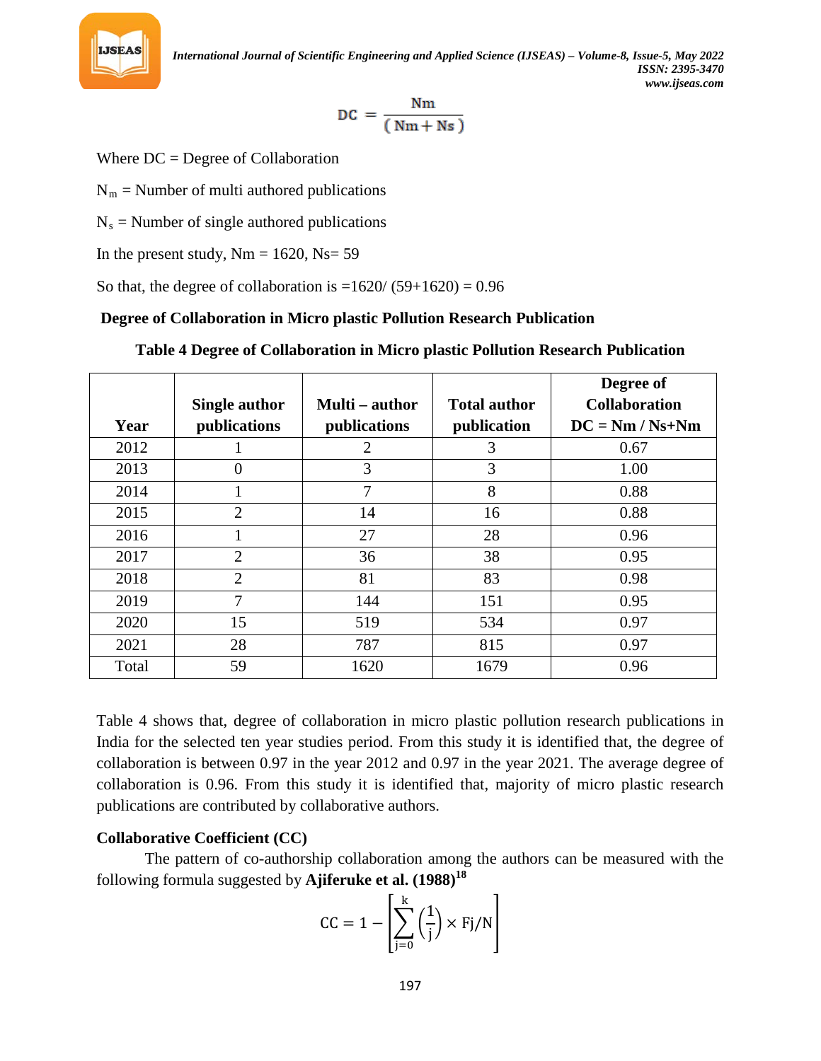$$DC = \frac{Nm}{(Nm + Ns)}$$

Where DC = Degree of Collaboration

$N_m$ = Number of multi authored publications

$N_s$ = Number of single authored publications

In the present study, Nm = 1620, Ns= 59

So that, the degree of collaboration is =1620/ (59+1620) = 0.96

**Degree of Collaboration in Micro plastic Pollution Research Publication**

**Table 4 Degree of Collaboration in Micro plastic Pollution Research Publication**

| Year | Single author publications | Multi – author publications | Total author publication | Degree of Collaboration DC = Nm / Ns+Nm |
|---|---|---|---|---|
| 2012 | 1 | 2 | 3 | 0.67 |
| 2013 | 0 | 3 | 3 | 1.00 |
| 2014 | 1 | 7 | 8 | 0.88 |
| 2015 | 2 | 14 | 16 | 0.88 |
| 2016 | 1 | 27 | 28 | 0.96 |
| 2017 | 2 | 36 | 38 | 0.95 |
| 2018 | 2 | 81 | 83 | 0.98 |
| 2019 | 7 | 144 | 151 | 0.95 |
| 2020 | 15 | 519 | 534 | 0.97 |
| 2021 | 28 | 787 | 815 | 0.97 |
| Total | 59 | 1620 | 1679 | 0.96 |

Table 4 shows that, degree of collaboration in micro plastic pollution research publications in India for the selected ten year studies period. From this study it is identified that, the degree of collaboration is between 0.97 in the year 2012 and 0.97 in the year 2021. The average degree of collaboration is 0.96. From this study it is identified that, majority of micro plastic research publications are contributed by collaborative authors.

**Collaborative Coefficient (CC)**

The pattern of co-authorship collaboration among the authors can be measured with the following formula suggested by **Ajiferuke et al. (1988)**[18]

$$CC = 1 - \left[ \sum_{j=0}^{k} \left( \frac{1}{j} \right) \times Fj/N \right]$$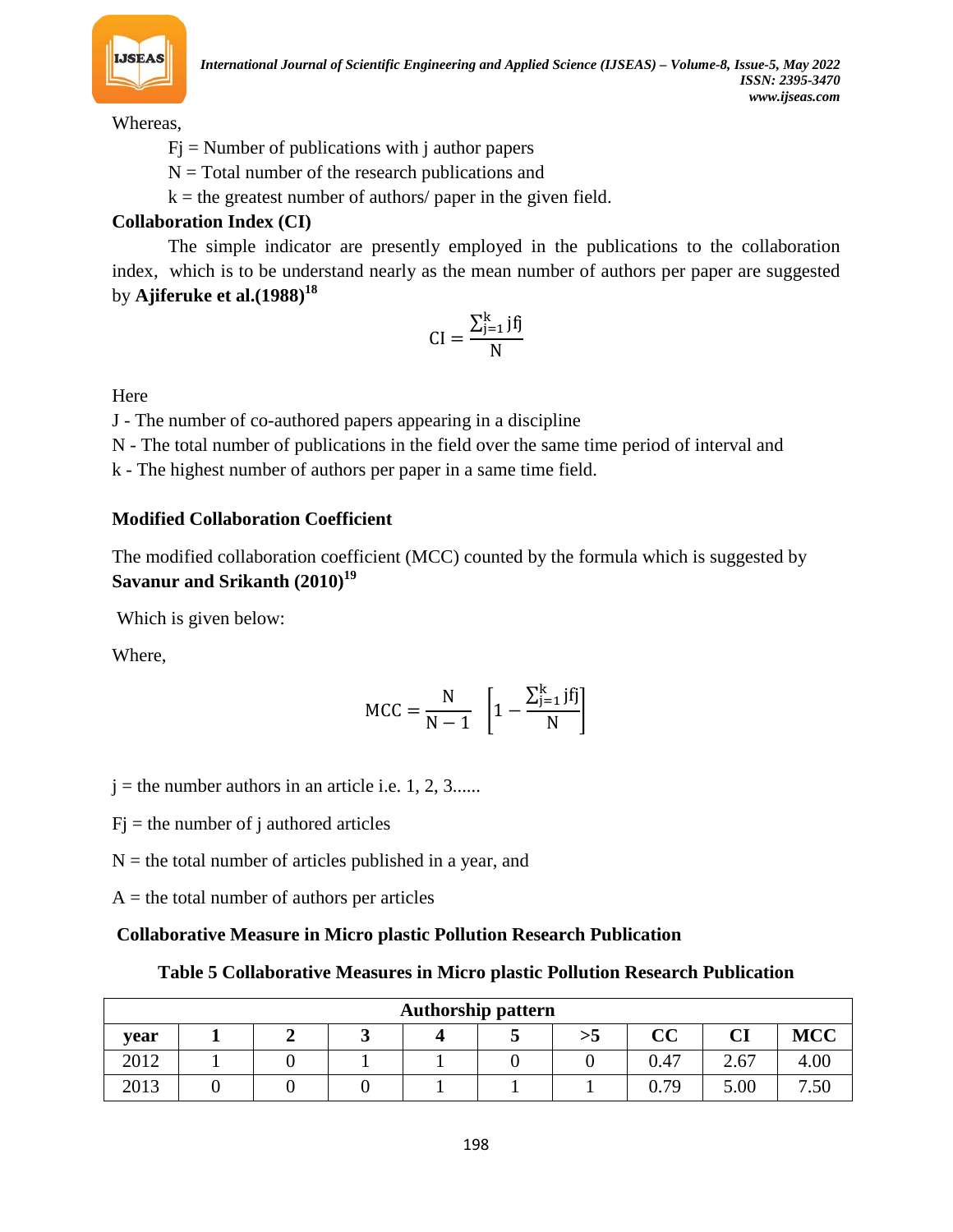Whereas,

Fj = Number of publications with j author papers

N = Total number of the research publications and

k = the greatest number of authors/ paper in the given field.

**Collaboration Index (CI)**

The simple indicator are presently employed in the publications to the collaboration index, which is to be understand nearly as the mean number of authors per paper are suggested by **Ajiferuke et al.(1988)**[18]

$$\mathrm{CI} = \frac{\sum_{j=1}^{k} jfj}{N}$$

Here

J - The number of co-authored papers appearing in a discipline

N - The total number of publications in the field over the same time period of interval and

k - The highest number of authors per paper in a same time field.

**Modified Collaboration Coefficient**

The modified collaboration coefficient (MCC) counted by the formula which is suggested by **Savanur and Srikanth (2010)**[19]

Which is given below:

Where,

$$\mathrm{MCC} = \frac{N}{N-1}\left[1 - \frac{\sum_{j=1}^{k} jfj}{N}\right]$$

j = the number authors in an article i.e. 1, 2, 3......

Fj = the number of j authored articles

N = the total number of articles published in a year, and

A = the total number of authors per articles

**Collaborative Measure in Micro plastic Pollution Research Publication**

**Table 5 Collaborative Measures in Micro plastic Pollution Research Publication**

| Authorship pattern | | | | | | | | | |
|---|---|---|---|---|---|---|---|---|---|
| **year** | **1** | **2** | **3** | **4** | **5** | **>5** | **CC** | **CI** | **MCC** |
| 2012 | 1 | 0 | 1 | 1 | 0 | 0 | 0.47 | 2.67 | 4.00 |
| 2013 | 0 | 0 | 0 | 1 | 1 | 1 | 0.79 | 5.00 | 7.50 |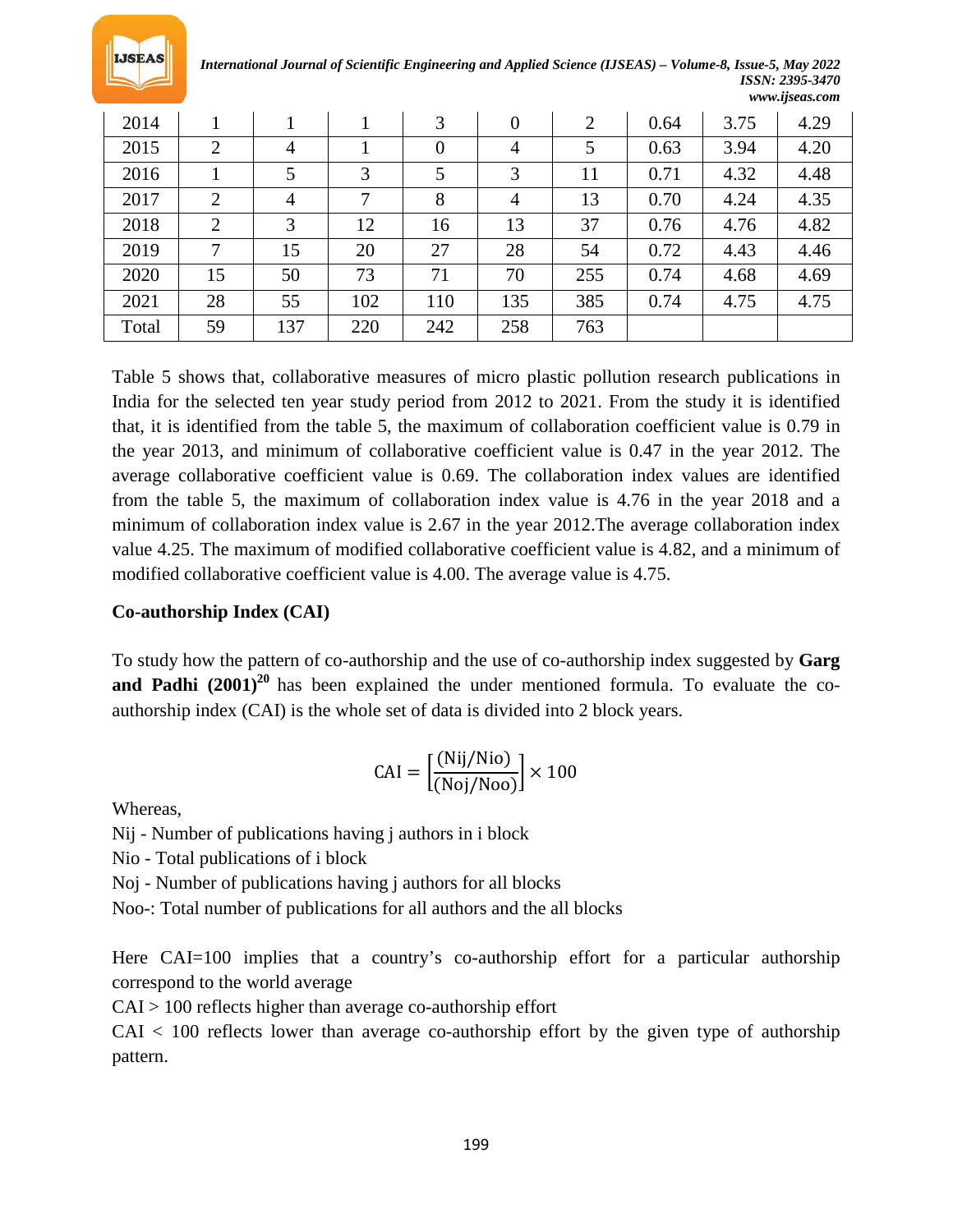| 2014 | 1 | 1 | 1 | 3 | 0 | 2 | 0.64 | 3.75 | 4.29 |
|---|---|---|---|---|---|---|---|---|---|
| 2015 | 2 | 4 | 1 | 0 | 4 | 5 | 0.63 | 3.94 | 4.20 |
| 2016 | 1 | 5 | 3 | 5 | 3 | 11 | 0.71 | 4.32 | 4.48 |
| 2017 | 2 | 4 | 7 | 8 | 4 | 13 | 0.70 | 4.24 | 4.35 |
| 2018 | 2 | 3 | 12 | 16 | 13 | 37 | 0.76 | 4.76 | 4.82 |
| 2019 | 7 | 15 | 20 | 27 | 28 | 54 | 0.72 | 4.43 | 4.46 |
| 2020 | 15 | 50 | 73 | 71 | 70 | 255 | 0.74 | 4.68 | 4.69 |
| 2021 | 28 | 55 | 102 | 110 | 135 | 385 | 0.74 | 4.75 | 4.75 |
| Total | 59 | 137 | 220 | 242 | 258 | 763 | | | |

Table 5 shows that, collaborative measures of micro plastic pollution research publications in India for the selected ten year study period from 2012 to 2021. From the study it is identified that, it is identified from the table 5, the maximum of collaboration coefficient value is 0.79 in the year 2013, and minimum of collaborative coefficient value is 0.47 in the year 2012. The average collaborative coefficient value is 0.69. The collaboration index values are identified from the table 5, the maximum of collaboration index value is 4.76 in the year 2018 and a minimum of collaboration index value is 2.67 in the year 2012.The average collaboration index value 4.25. The maximum of modified collaborative coefficient value is 4.82, and a minimum of modified collaborative coefficient value is 4.00. The average value is 4.75.

**Co-authorship Index (CAI)**

To study how the pattern of co-authorship and the use of co-authorship index suggested by **Garg and Padhi (2001)[20]** has been explained the under mentioned formula. To evaluate the co-authorship index (CAI) is the whole set of data is divided into 2 block years.

$$\text{CAI} = \left[\frac{(\text{Nij}/\text{Nio})}{(\text{Noj}/\text{Noo})}\right] \times 100$$

Whereas,

Nij - Number of publications having j authors in i block

Nio - Total publications of i block

Noj - Number of publications having j authors for all blocks

Noo-: Total number of publications for all authors and the all blocks

Here CAI=100 implies that a country's co-authorship effort for a particular authorship correspond to the world average

CAI > 100 reflects higher than average co-authorship effort

CAI < 100 reflects lower than average co-authorship effort by the given type of authorship pattern.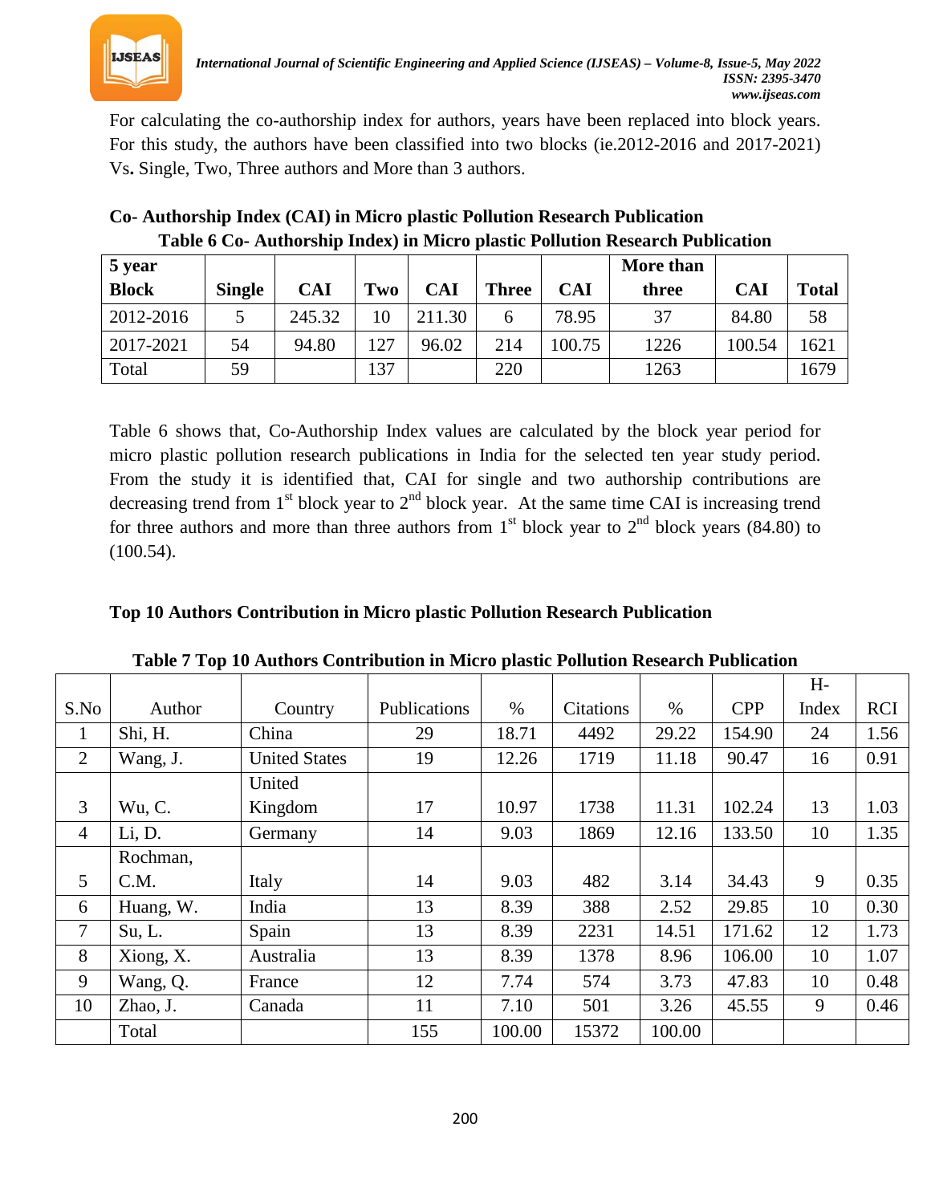For calculating the co-authorship index for authors, years have been replaced into block years. For this study, the authors have been classified into two blocks (ie.2012-2016 and 2017-2021) Vs. Single, Two, Three authors and More than 3 authors.

**Co- Authorship Index (CAI) in Micro plastic Pollution Research Publication**

**Table 6 Co- Authorship Index) in Micro plastic Pollution Research Publication**

| 5 year Block | Single | CAI | Two | CAI | Three | CAI | More than three | CAI | Total |
|---|---|---|---|---|---|---|---|---|---|
| 2012-2016 | 5 | 245.32 | 10 | 211.30 | 6 | 78.95 | 37 | 84.80 | 58 |
| 2017-2021 | 54 | 94.80 | 127 | 96.02 | 214 | 100.75 | 1226 | 100.54 | 1621 |
| Total | 59 | | 137 | | 220 | | 1263 | | 1679 |

Table 6 shows that, Co-Authorship Index values are calculated by the block year period for micro plastic pollution research publications in India for the selected ten year study period. From the study it is identified that, CAI for single and two authorship contributions are decreasing trend from 1st block year to 2nd block year. At the same time CAI is increasing trend for three authors and more than three authors from 1st block year to 2nd block years (84.80) to (100.54).

**Top 10 Authors Contribution in Micro plastic Pollution Research Publication**

**Table 7 Top 10 Authors Contribution in Micro plastic Pollution Research Publication**

| S.No | Author | Country | Publications | % | Citations | % | CPP | H-Index | RCI |
|---|---|---|---|---|---|---|---|---|---|
| 1 | Shi, H. | China | 29 | 18.71 | 4492 | 29.22 | 154.90 | 24 | 1.56 |
| 2 | Wang, J. | United States | 19 | 12.26 | 1719 | 11.18 | 90.47 | 16 | 0.91 |
| 3 | Wu, C. | United Kingdom | 17 | 10.97 | 1738 | 11.31 | 102.24 | 13 | 1.03 |
| 4 | Li, D. | Germany | 14 | 9.03 | 1869 | 12.16 | 133.50 | 10 | 1.35 |
| 5 | Rochman, C.M. | Italy | 14 | 9.03 | 482 | 3.14 | 34.43 | 9 | 0.35 |
| 6 | Huang, W. | India | 13 | 8.39 | 388 | 2.52 | 29.85 | 10 | 0.30 |
| 7 | Su, L. | Spain | 13 | 8.39 | 2231 | 14.51 | 171.62 | 12 | 1.73 |
| 8 | Xiong, X. | Australia | 13 | 8.39 | 1378 | 8.96 | 106.00 | 10 | 1.07 |
| 9 | Wang, Q. | France | 12 | 7.74 | 574 | 3.73 | 47.83 | 10 | 0.48 |
| 10 | Zhao, J. | Canada | 11 | 7.10 | 501 | 3.26 | 45.55 | 9 | 0.46 |
| | Total | | 155 | 100.00 | 15372 | 100.00 | | | |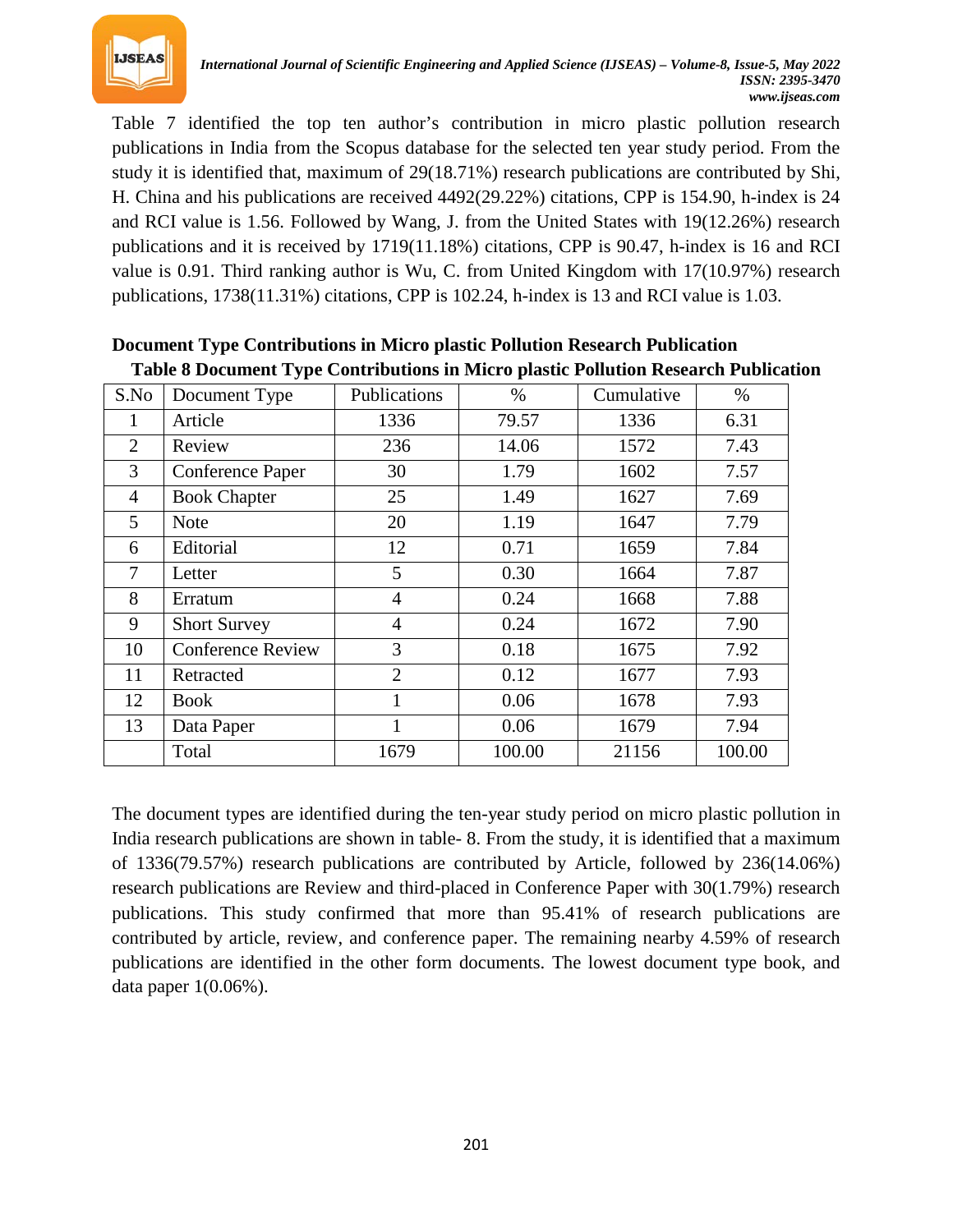Table 7 identified the top ten author's contribution in micro plastic pollution research publications in India from the Scopus database for the selected ten year study period. From the study it is identified that, maximum of 29(18.71%) research publications are contributed by Shi, H. China and his publications are received 4492(29.22%) citations, CPP is 154.90, h-index is 24 and RCI value is 1.56. Followed by Wang, J. from the United States with 19(12.26%) research publications and it is received by 1719(11.18%) citations, CPP is 90.47, h-index is 16 and RCI value is 0.91. Third ranking author is Wu, C. from United Kingdom with 17(10.97%) research publications, 1738(11.31%) citations, CPP is 102.24, h-index is 13 and RCI value is 1.03.

**Document Type Contributions in Micro plastic Pollution Research Publication**

**Table 8 Document Type Contributions in Micro plastic Pollution Research Publication**

| S.No | Document Type | Publications | % | Cumulative | % |
|---|---|---|---|---|---|
| 1 | Article | 1336 | 79.57 | 1336 | 6.31 |
| 2 | Review | 236 | 14.06 | 1572 | 7.43 |
| 3 | Conference Paper | 30 | 1.79 | 1602 | 7.57 |
| 4 | Book Chapter | 25 | 1.49 | 1627 | 7.69 |
| 5 | Note | 20 | 1.19 | 1647 | 7.79 |
| 6 | Editorial | 12 | 0.71 | 1659 | 7.84 |
| 7 | Letter | 5 | 0.30 | 1664 | 7.87 |
| 8 | Erratum | 4 | 0.24 | 1668 | 7.88 |
| 9 | Short Survey | 4 | 0.24 | 1672 | 7.90 |
| 10 | Conference Review | 3 | 0.18 | 1675 | 7.92 |
| 11 | Retracted | 2 | 0.12 | 1677 | 7.93 |
| 12 | Book | 1 | 0.06 | 1678 | 7.93 |
| 13 | Data Paper | 1 | 0.06 | 1679 | 7.94 |
| | Total | 1679 | 100.00 | 21156 | 100.00 |

The document types are identified during the ten-year study period on micro plastic pollution in India research publications are shown in table- 8. From the study, it is identified that a maximum of 1336(79.57%) research publications are contributed by Article, followed by 236(14.06%) research publications are Review and third-placed in Conference Paper with 30(1.79%) research publications. This study confirmed that more than 95.41% of research publications are contributed by article, review, and conference paper. The remaining nearby 4.59% of research publications are identified in the other form documents. The lowest document type book, and data paper 1(0.06%).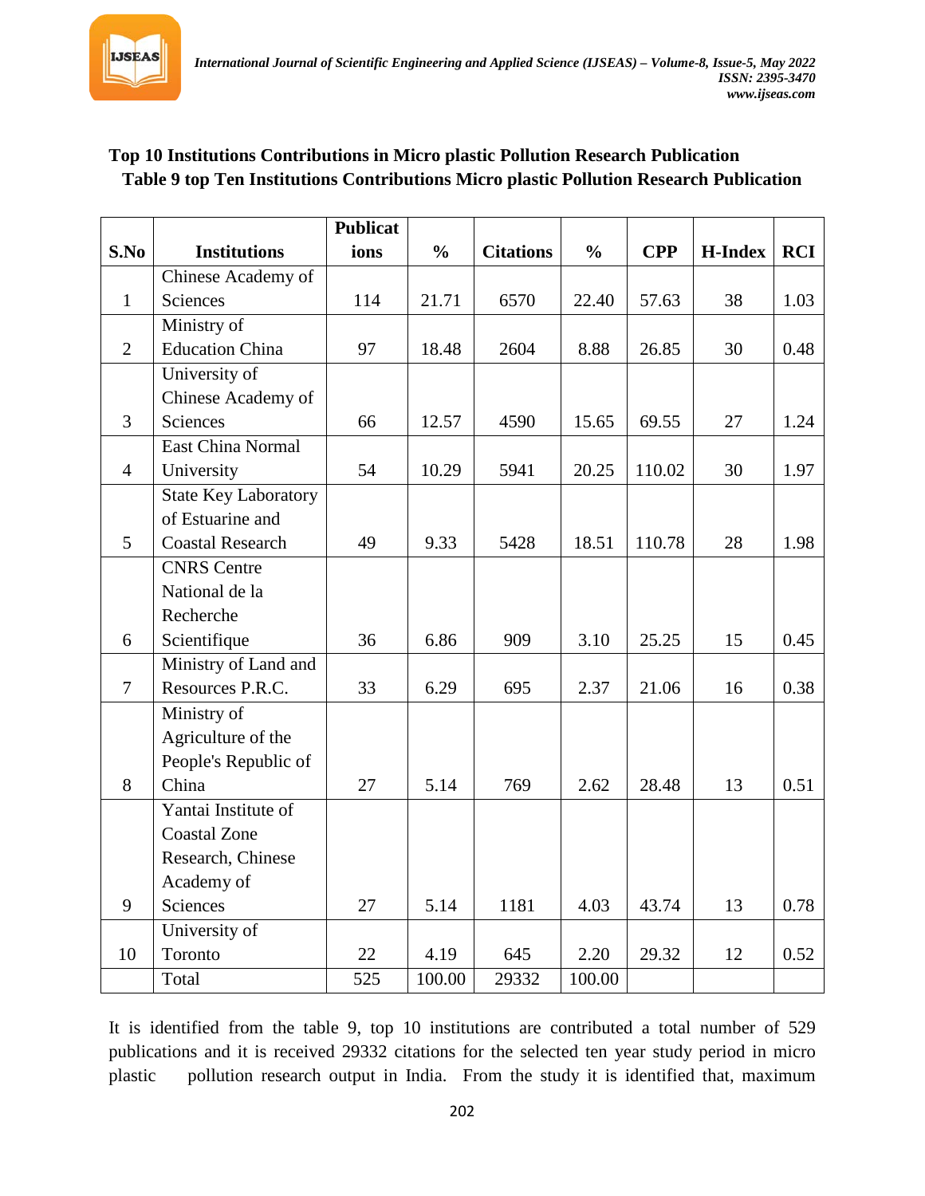## Top 10 Institutions Contributions in Micro plastic Pollution Research Publication

**Table 9 top Ten Institutions Contributions Micro plastic Pollution Research Publication**

| S.No | Institutions | Publications | % | Citations | % | CPP | H-Index | RCI |
|---|---|---|---|---|---|---|---|---|
| 1 | Chinese Academy of Sciences | 114 | 21.71 | 6570 | 22.40 | 57.63 | 38 | 1.03 |
| 2 | Ministry of Education China | 97 | 18.48 | 2604 | 8.88 | 26.85 | 30 | 0.48 |
| 3 | University of Chinese Academy of Sciences | 66 | 12.57 | 4590 | 15.65 | 69.55 | 27 | 1.24 |
| 4 | East China Normal University | 54 | 10.29 | 5941 | 20.25 | 110.02 | 30 | 1.97 |
| 5 | State Key Laboratory of Estuarine and Coastal Research | 49 | 9.33 | 5428 | 18.51 | 110.78 | 28 | 1.98 |
| 6 | CNRS Centre National de la Recherche Scientifique | 36 | 6.86 | 909 | 3.10 | 25.25 | 15 | 0.45 |
| 7 | Ministry of Land and Resources P.R.C. | 33 | 6.29 | 695 | 2.37 | 21.06 | 16 | 0.38 |
| 8 | Ministry of Agriculture of the People's Republic of China | 27 | 5.14 | 769 | 2.62 | 28.48 | 13 | 0.51 |
| 9 | Yantai Institute of Coastal Zone Research, Chinese Academy of Sciences | 27 | 5.14 | 1181 | 4.03 | 43.74 | 13 | 0.78 |
| 10 | University of Toronto | 22 | 4.19 | 645 | 2.20 | 29.32 | 12 | 0.52 |
| | Total | 525 | 100.00 | 29332 | 100.00 | | | |

It is identified from the table 9, top 10 institutions are contributed a total number of 529 publications and it is received 29332 citations for the selected ten year study period in micro plastic pollution research output in India. From the study it is identified that, maximum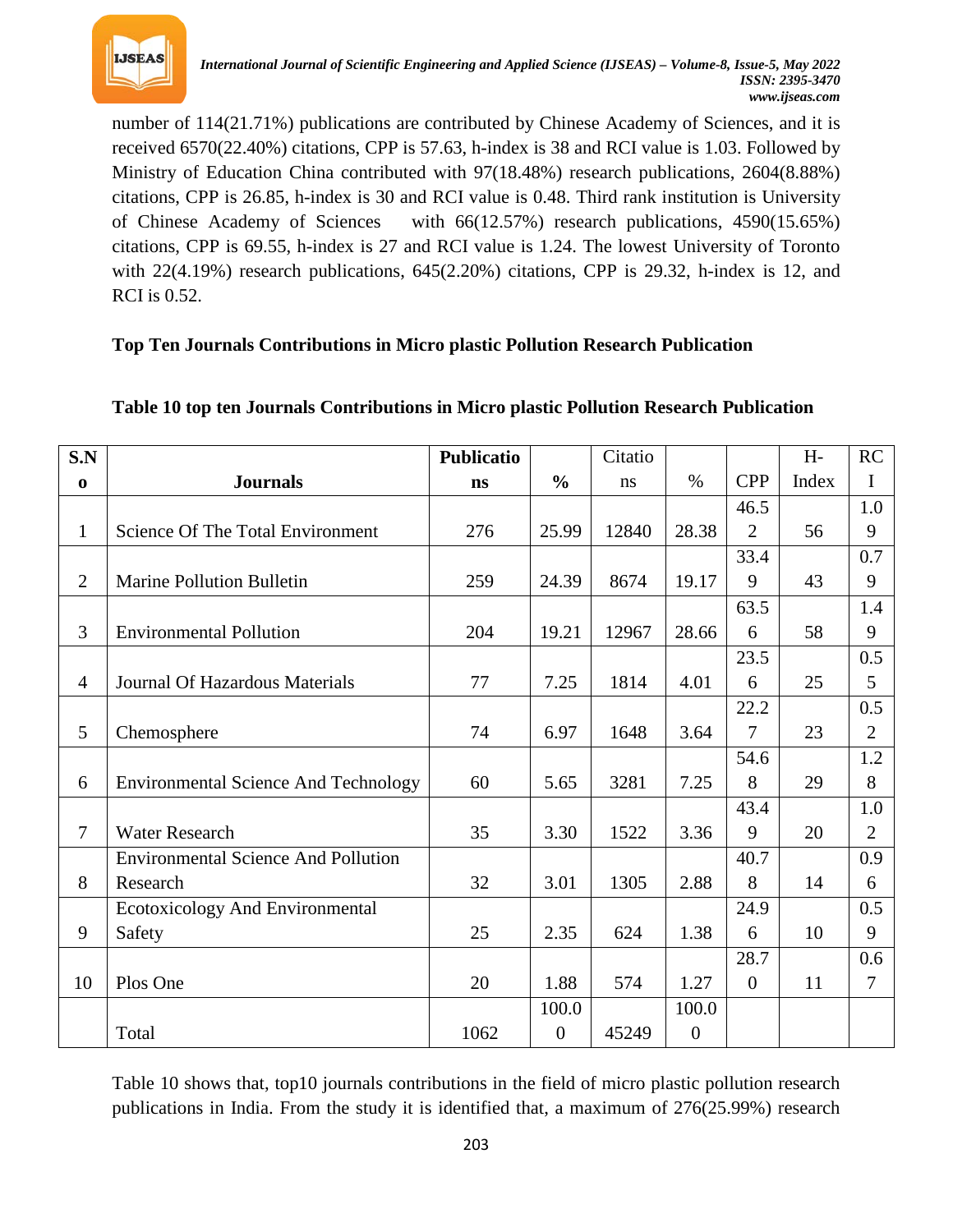number of 114(21.71%) publications are contributed by Chinese Academy of Sciences, and it is received 6570(22.40%) citations, CPP is 57.63, h-index is 38 and RCI value is 1.03. Followed by Ministry of Education China contributed with 97(18.48%) research publications, 2604(8.88%) citations, CPP is 26.85, h-index is 30 and RCI value is 0.48. Third rank institution is University of Chinese Academy of Sciences with 66(12.57%) research publications, 4590(15.65%) citations, CPP is 69.55, h-index is 27 and RCI value is 1.24. The lowest University of Toronto with 22(4.19%) research publications, 645(2.20%) citations, CPP is 29.32, h-index is 12, and RCI is 0.52.

**Top Ten Journals Contributions in Micro plastic Pollution Research Publication**

**Table 10 top ten Journals Contributions in Micro plastic Pollution Research Publication**

| S.No | Journals | Publications | % | Citations | % | CPP | H-Index | RCI |
|---|---|---|---|---|---|---|---|---|
| 1 | Science Of The Total Environment | 276 | 25.99 | 12840 | 28.38 | 46.52 | 56 | 1.09 |
| 2 | Marine Pollution Bulletin | 259 | 24.39 | 8674 | 19.17 | 33.49 | 43 | 0.79 |
| 3 | Environmental Pollution | 204 | 19.21 | 12967 | 28.66 | 63.56 | 58 | 1.49 |
| 4 | Journal Of Hazardous Materials | 77 | 7.25 | 1814 | 4.01 | 23.56 | 25 | 0.55 |
| 5 | Chemosphere | 74 | 6.97 | 1648 | 3.64 | 22.27 | 23 | 0.52 |
| 6 | Environmental Science And Technology | 60 | 5.65 | 3281 | 7.25 | 54.68 | 29 | 1.28 |
| 7 | Water Research | 35 | 3.30 | 1522 | 3.36 | 43.49 | 20 | 1.02 |
| 8 | Environmental Science And Pollution Research | 32 | 3.01 | 1305 | 2.88 | 40.78 | 14 | 0.96 |
| 9 | Ecotoxicology And Environmental Safety | 25 | 2.35 | 624 | 1.38 | 24.96 | 10 | 0.59 |
| 10 | Plos One | 20 | 1.88 | 574 | 1.27 | 28.70 | 11 | 0.67 |
| | Total | 1062 | 100.00 | 45249 | 100.00 | | | |

Table 10 shows that, top10 journals contributions in the field of micro plastic pollution research publications in India. From the study it is identified that, a maximum of 276(25.99%) research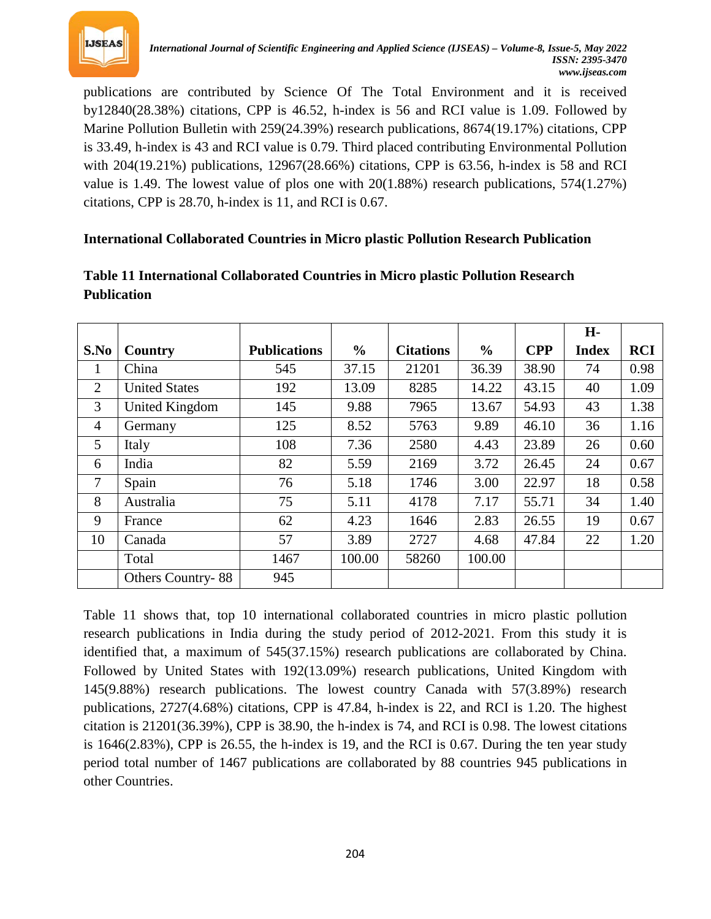publications are contributed by Science Of The Total Environment and it is received by12840(28.38%) citations, CPP is 46.52, h-index is 56 and RCI value is 1.09. Followed by Marine Pollution Bulletin with 259(24.39%) research publications, 8674(19.17%) citations, CPP is 33.49, h-index is 43 and RCI value is 0.79. Third placed contributing Environmental Pollution with 204(19.21%) publications, 12967(28.66%) citations, CPP is 63.56, h-index is 58 and RCI value is 1.49. The lowest value of plos one with 20(1.88%) research publications, 574(1.27%) citations, CPP is 28.70, h-index is 11, and RCI is 0.67.

**International Collaborated Countries in Micro plastic Pollution Research Publication**

**Table 11 International Collaborated Countries in Micro plastic Pollution Research Publication**

| S.No | Country | Publications | % | Citations | % | CPP | H-Index | RCI |
|---|---|---|---|---|---|---|---|---|
| 1 | China | 545 | 37.15 | 21201 | 36.39 | 38.90 | 74 | 0.98 |
| 2 | United States | 192 | 13.09 | 8285 | 14.22 | 43.15 | 40 | 1.09 |
| 3 | United Kingdom | 145 | 9.88 | 7965 | 13.67 | 54.93 | 43 | 1.38 |
| 4 | Germany | 125 | 8.52 | 5763 | 9.89 | 46.10 | 36 | 1.16 |
| 5 | Italy | 108 | 7.36 | 2580 | 4.43 | 23.89 | 26 | 0.60 |
| 6 | India | 82 | 5.59 | 2169 | 3.72 | 26.45 | 24 | 0.67 |
| 7 | Spain | 76 | 5.18 | 1746 | 3.00 | 22.97 | 18 | 0.58 |
| 8 | Australia | 75 | 5.11 | 4178 | 7.17 | 55.71 | 34 | 1.40 |
| 9 | France | 62 | 4.23 | 1646 | 2.83 | 26.55 | 19 | 0.67 |
| 10 | Canada | 57 | 3.89 | 2727 | 4.68 | 47.84 | 22 | 1.20 |
| | Total | 1467 | 100.00 | 58260 | 100.00 | | | |
| | Others Country- 88 | 945 | | | | | | |

Table 11 shows that, top 10 international collaborated countries in micro plastic pollution research publications in India during the study period of 2012-2021. From this study it is identified that, a maximum of 545(37.15%) research publications are collaborated by China. Followed by United States with 192(13.09%) research publications, United Kingdom with 145(9.88%) research publications. The lowest country Canada with 57(3.89%) research publications, 2727(4.68%) citations, CPP is 47.84, h-index is 22, and RCI is 1.20. The highest citation is 21201(36.39%), CPP is 38.90, the h-index is 74, and RCI is 0.98. The lowest citations is 1646(2.83%), CPP is 26.55, the h-index is 19, and the RCI is 0.67. During the ten year study period total number of 1467 publications are collaborated by 88 countries 945 publications in other Countries.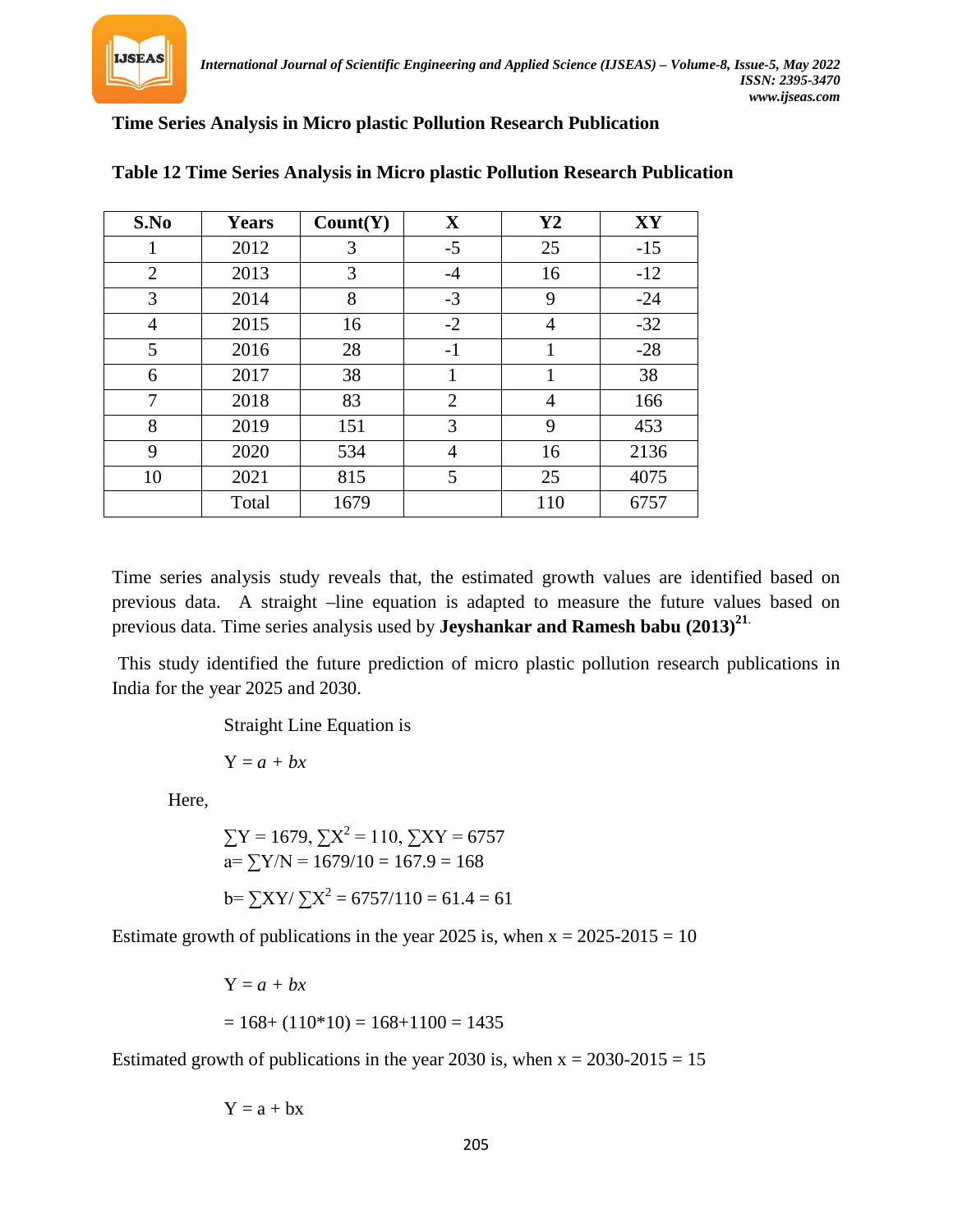**Time Series Analysis in Micro plastic Pollution Research Publication**

**Table 12 Time Series Analysis in Micro plastic Pollution Research Publication**

| S.No | Years | Count(Y) | X | Y2 | XY |
|---|---|---|---|---|---|
| 1 | 2012 | 3 | -5 | 25 | -15 |
| 2 | 2013 | 3 | -4 | 16 | -12 |
| 3 | 2014 | 8 | -3 | 9 | -24 |
| 4 | 2015 | 16 | -2 | 4 | -32 |
| 5 | 2016 | 28 | -1 | 1 | -28 |
| 6 | 2017 | 38 | 1 | 1 | 38 |
| 7 | 2018 | 83 | 2 | 4 | 166 |
| 8 | 2019 | 151 | 3 | 9 | 453 |
| 9 | 2020 | 534 | 4 | 16 | 2136 |
| 10 | 2021 | 815 | 5 | 25 | 4075 |
| | Total | 1679 | | 110 | 6757 |

Time series analysis study reveals that, the estimated growth values are identified based on previous data. A straight –line equation is adapted to measure the future values based on previous data. Time series analysis used by **Jeyshankar and Ramesh babu (2013)**[21].

This study identified the future prediction of micro plastic pollution research publications in India for the year 2025 and 2030.

Straight Line Equation is

$Y = a + bx$

Here,

$\sum Y = 1679$, $\sum X^2 = 110$, $\sum XY = 6757$

$a = \sum Y/N = 1679/10 = 167.9 = 168$

$b = \sum XY/ \sum X^2 = 6757/110 = 61.4 = 61$

Estimate growth of publications in the year 2025 is, when $x = 2025\text{-}2015 = 10$

$Y = a + bx$

$= 168 + (110*10) = 168+1100 = 1435$

Estimated growth of publications in the year 2030 is, when $x = 2030\text{-}2015 = 15$

$Y = a + bx$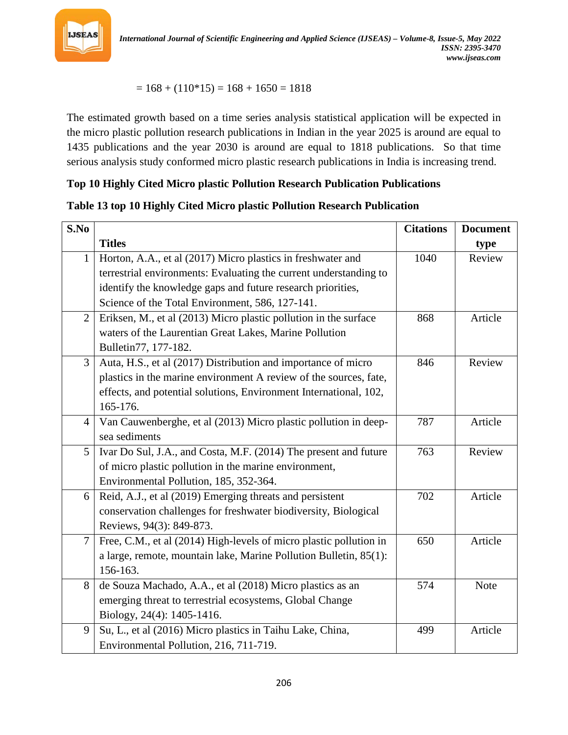= 168 + (110*15) = 168 + 1650 = 1818

The estimated growth based on a time series analysis statistical application will be expected in the micro plastic pollution research publications in Indian in the year 2025 is around are equal to 1435 publications and the year 2030 is around are equal to 1818 publications. So that time serious analysis study conformed micro plastic research publications in India is increasing trend.

**Top 10 Highly Cited Micro plastic Pollution Research Publication Publications**

**Table 13 top 10 Highly Cited Micro plastic Pollution Research Publication**

| S.No | Titles | Citations | Document type |
|---|---|---|---|
| 1 | Horton, A.A., et al (2017) Micro plastics in freshwater and terrestrial environments: Evaluating the current understanding to identify the knowledge gaps and future research priorities, Science of the Total Environment, 586, 127-141. | 1040 | Review |
| 2 | Eriksen, M., et al (2013) Micro plastic pollution in the surface waters of the Laurentian Great Lakes, Marine Pollution Bulletin77, 177-182. | 868 | Article |
| 3 | Auta, H.S., et al (2017) Distribution and importance of micro plastics in the marine environment A review of the sources, fate, effects, and potential solutions, Environment International, 102, 165-176. | 846 | Review |
| 4 | Van Cauwenberghe, et al (2013) Micro plastic pollution in deep-sea sediments | 787 | Article |
| 5 | Ivar Do Sul, J.A., and Costa, M.F. (2014) The present and future of micro plastic pollution in the marine environment, Environmental Pollution, 185, 352-364. | 763 | Review |
| 6 | Reid, A.J., et al (2019) Emerging threats and persistent conservation challenges for freshwater biodiversity, Biological Reviews, 94(3): 849-873. | 702 | Article |
| 7 | Free, C.M., et al (2014) High-levels of micro plastic pollution in a large, remote, mountain lake, Marine Pollution Bulletin, 85(1): 156-163. | 650 | Article |
| 8 | de Souza Machado, A.A., et al (2018) Micro plastics as an emerging threat to terrestrial ecosystems, Global Change Biology, 24(4): 1405-1416. | 574 | Note |
| 9 | Su, L., et al (2016) Micro plastics in Taihu Lake, China, Environmental Pollution, 216, 711-719. | 499 | Article |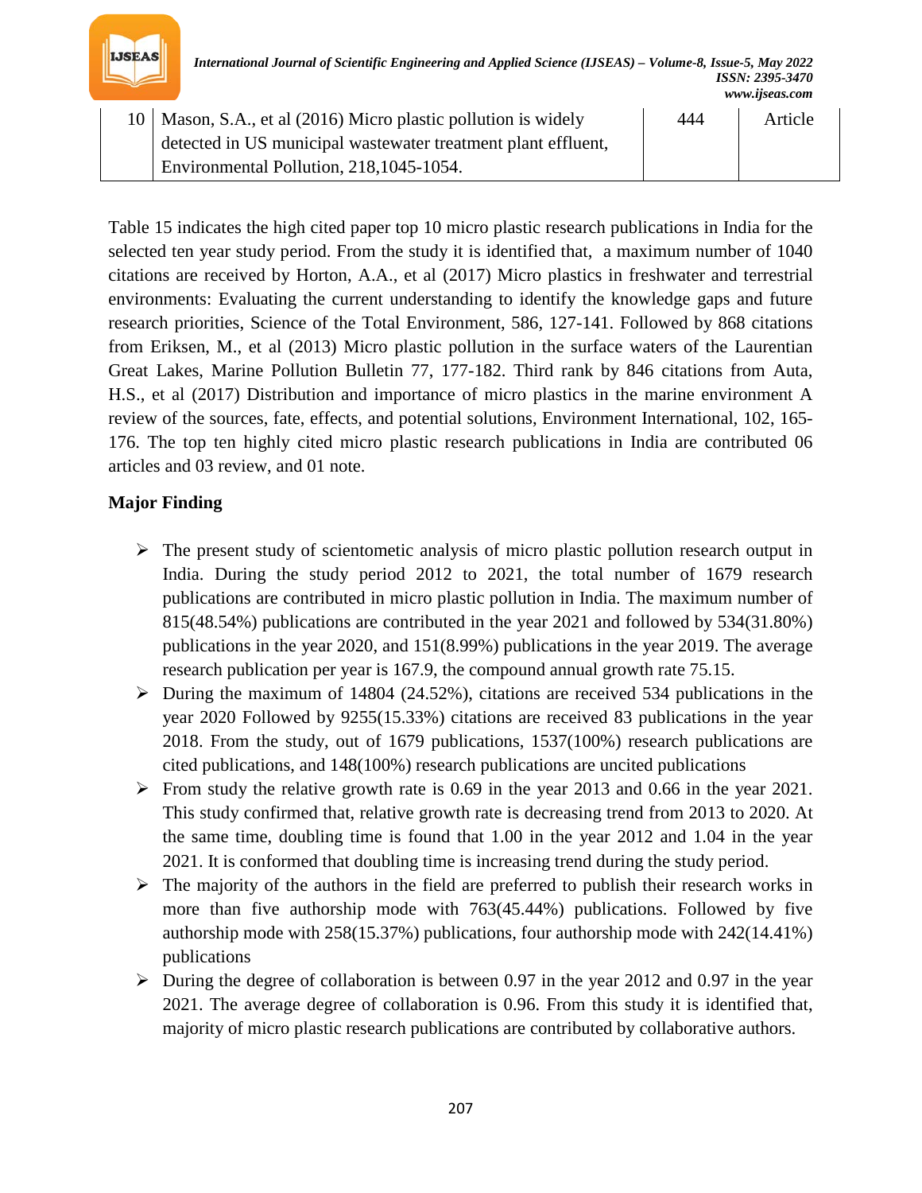| 10 | Mason, S.A., et al (2016) Micro plastic pollution is widely detected in US municipal wastewater treatment plant effluent, Environmental Pollution, 218,1045-1054. | 444 | Article |
|---|---|---|---|

Table 15 indicates the high cited paper top 10 micro plastic research publications in India for the selected ten year study period. From the study it is identified that, a maximum number of 1040 citations are received by Horton, A.A., et al (2017) Micro plastics in freshwater and terrestrial environments: Evaluating the current understanding to identify the knowledge gaps and future research priorities, Science of the Total Environment, 586, 127-141. Followed by 868 citations from Eriksen, M., et al (2013) Micro plastic pollution in the surface waters of the Laurentian Great Lakes, Marine Pollution Bulletin 77, 177-182. Third rank by 846 citations from Auta, H.S., et al (2017) Distribution and importance of micro plastics in the marine environment A review of the sources, fate, effects, and potential solutions, Environment International, 102, 165-176. The top ten highly cited micro plastic research publications in India are contributed 06 articles and 03 review, and 01 note.

**Major Finding**

- The present study of scientometic analysis of micro plastic pollution research output in India. During the study period 2012 to 2021, the total number of 1679 research publications are contributed in micro plastic pollution in India. The maximum number of 815(48.54%) publications are contributed in the year 2021 and followed by 534(31.80%) publications in the year 2020, and 151(8.99%) publications in the year 2019. The average research publication per year is 167.9, the compound annual growth rate 75.15.
- During the maximum of 14804 (24.52%), citations are received 534 publications in the year 2020 Followed by 9255(15.33%) citations are received 83 publications in the year 2018. From the study, out of 1679 publications, 1537(100%) research publications are cited publications, and 148(100%) research publications are uncited publications
- From study the relative growth rate is 0.69 in the year 2013 and 0.66 in the year 2021. This study confirmed that, relative growth rate is decreasing trend from 2013 to 2020. At the same time, doubling time is found that 1.00 in the year 2012 and 1.04 in the year 2021. It is conformed that doubling time is increasing trend during the study period.
- The majority of the authors in the field are preferred to publish their research works in more than five authorship mode with 763(45.44%) publications. Followed by five authorship mode with 258(15.37%) publications, four authorship mode with 242(14.41%) publications
- During the degree of collaboration is between 0.97 in the year 2012 and 0.97 in the year 2021. The average degree of collaboration is 0.96. From this study it is identified that, majority of micro plastic research publications are contributed by collaborative authors.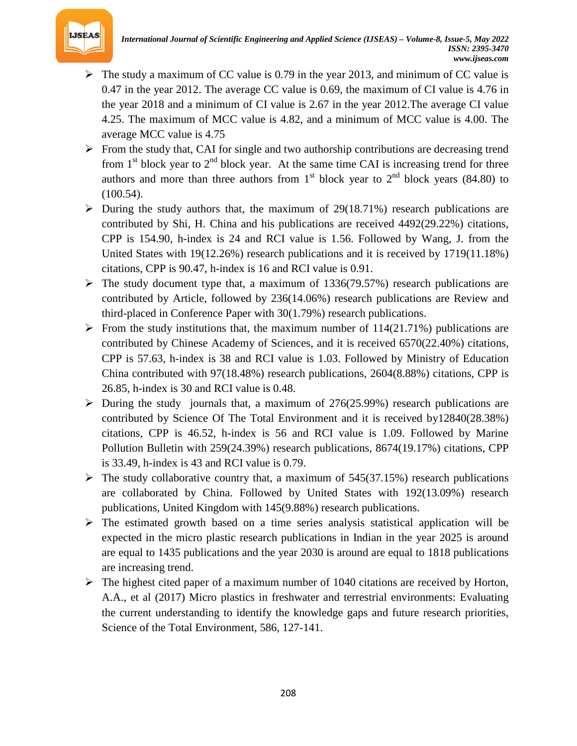- The study a maximum of CC value is 0.79 in the year 2013, and minimum of CC value is 0.47 in the year 2012. The average CC value is 0.69, the maximum of CI value is 4.76 in the year 2018 and a minimum of CI value is 2.67 in the year 2012.The average CI value 4.25. The maximum of MCC value is 4.82, and a minimum of MCC value is 4.00. The average MCC value is 4.75
- From the study that, CAI for single and two authorship contributions are decreasing trend from 1st block year to 2nd block year. At the same time CAI is increasing trend for three authors and more than three authors from 1st block year to 2nd block years (84.80) to (100.54).
- During the study authors that, the maximum of 29(18.71%) research publications are contributed by Shi, H. China and his publications are received 4492(29.22%) citations, CPP is 154.90, h-index is 24 and RCI value is 1.56. Followed by Wang, J. from the United States with 19(12.26%) research publications and it is received by 1719(11.18%) citations, CPP is 90.47, h-index is 16 and RCI value is 0.91.
- The study document type that, a maximum of 1336(79.57%) research publications are contributed by Article, followed by 236(14.06%) research publications are Review and third-placed in Conference Paper with 30(1.79%) research publications.
- From the study institutions that, the maximum number of 114(21.71%) publications are contributed by Chinese Academy of Sciences, and it is received 6570(22.40%) citations, CPP is 57.63, h-index is 38 and RCI value is 1.03. Followed by Ministry of Education China contributed with 97(18.48%) research publications, 2604(8.88%) citations, CPP is 26.85, h-index is 30 and RCI value is 0.48.
- During the study journals that, a maximum of 276(25.99%) research publications are contributed by Science Of The Total Environment and it is received by12840(28.38%) citations, CPP is 46.52, h-index is 56 and RCI value is 1.09. Followed by Marine Pollution Bulletin with 259(24.39%) research publications, 8674(19.17%) citations, CPP is 33.49, h-index is 43 and RCI value is 0.79.
- The study collaborative country that, a maximum of 545(37.15%) research publications are collaborated by China. Followed by United States with 192(13.09%) research publications, United Kingdom with 145(9.88%) research publications.
- The estimated growth based on a time series analysis statistical application will be expected in the micro plastic research publications in Indian in the year 2025 is around are equal to 1435 publications and the year 2030 is around are equal to 1818 publications are increasing trend.
- The highest cited paper of a maximum number of 1040 citations are received by Horton, A.A., et al (2017) Micro plastics in freshwater and terrestrial environments: Evaluating the current understanding to identify the knowledge gaps and future research priorities, Science of the Total Environment, 586, 127-141.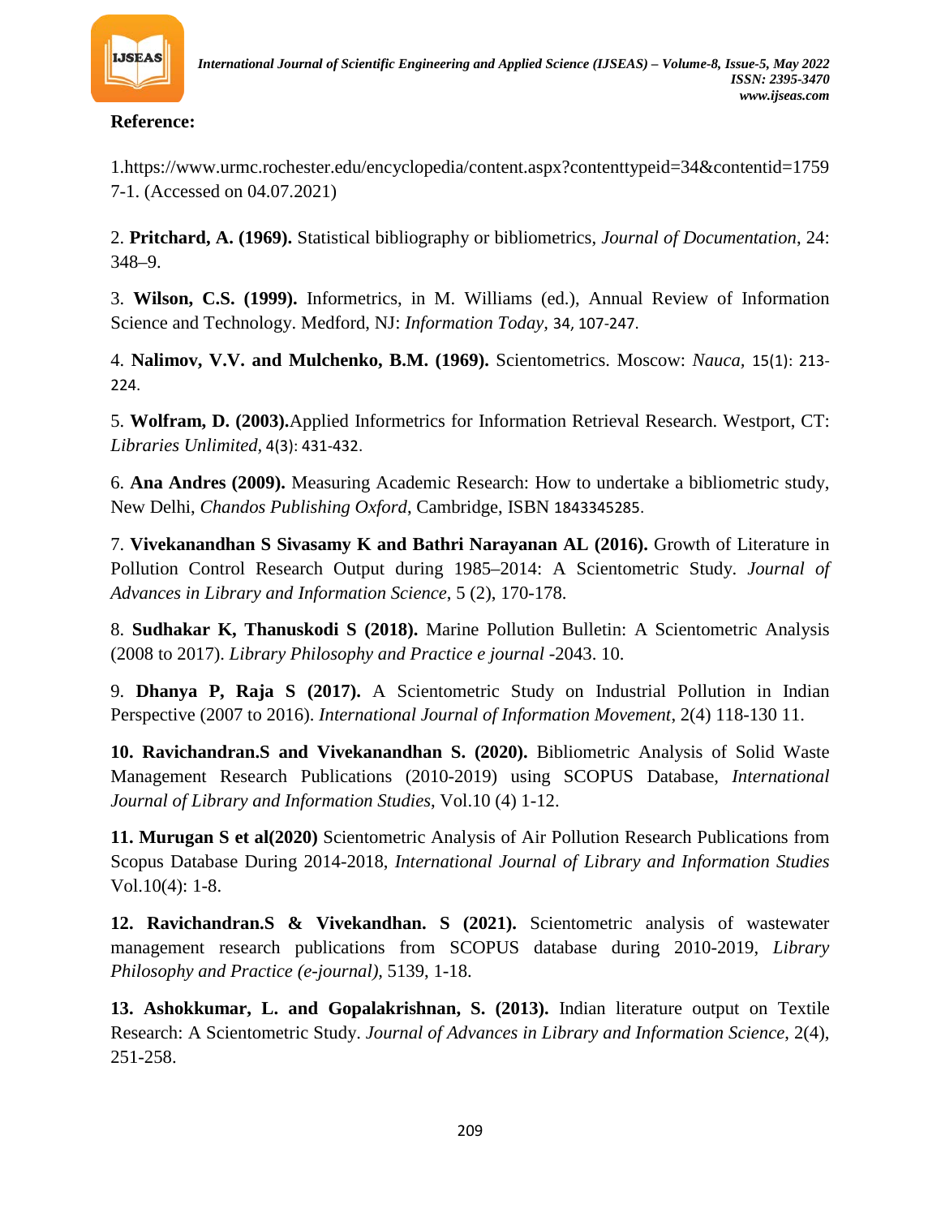**Reference:**

1.https://www.urmc.rochester.edu/encyclopedia/content.aspx?contenttypeid=34&contentid=17597-1. (Accessed on 04.07.2021)

2. **Pritchard, A. (1969).** Statistical bibliography or bibliometrics, *Journal of Documentation*, 24: 348–9.

3. **Wilson, C.S. (1999).** Informetrics, in M. Williams (ed.), Annual Review of Information Science and Technology. Medford, NJ: *Information Today*, 34, 107-247.

4. **Nalimov, V.V. and Mulchenko, B.M. (1969).** Scientometrics. Moscow: *Nauca*, 15(1): 213-224.

5. **Wolfram, D. (2003).**Applied Informetrics for Information Retrieval Research. Westport, CT: *Libraries Unlimited*, 4(3): 431-432.

6. **Ana Andres (2009).** Measuring Academic Research: How to undertake a bibliometric study, New Delhi, *Chandos Publishing Oxford*, Cambridge, ISBN 1843345285.

7. **Vivekanandhan S Sivasamy K and Bathri Narayanan AL (2016).** Growth of Literature in Pollution Control Research Output during 1985–2014: A Scientometric Study. *Journal of Advances in Library and Information Science*, 5 (2), 170-178.

8. **Sudhakar K, Thanuskodi S (2018).** Marine Pollution Bulletin: A Scientometric Analysis (2008 to 2017). *Library Philosophy and Practice e journal* -2043. 10.

9. **Dhanya P, Raja S (2017).** A Scientometric Study on Industrial Pollution in Indian Perspective (2007 to 2016). *International Journal of Information Movement*, 2(4) 118-130 11.

**10. Ravichandran.S and Vivekanandhan S. (2020).** Bibliometric Analysis of Solid Waste Management Research Publications (2010-2019) using SCOPUS Database, *International Journal of Library and Information Studies*, Vol.10 (4) 1-12.

**11. Murugan S et al(2020)** Scientometric Analysis of Air Pollution Research Publications from Scopus Database During 2014-2018, *International Journal of Library and Information Studies* Vol.10(4): 1-8.

**12. Ravichandran.S & Vivekandhan. S (2021).** Scientometric analysis of wastewater management research publications from SCOPUS database during 2010-2019, *Library Philosophy and Practice (e-journal)*, 5139, 1-18.

**13. Ashokkumar, L. and Gopalakrishnan, S. (2013).** Indian literature output on Textile Research: A Scientometric Study. *Journal of Advances in Library and Information Science*, 2(4), 251-258.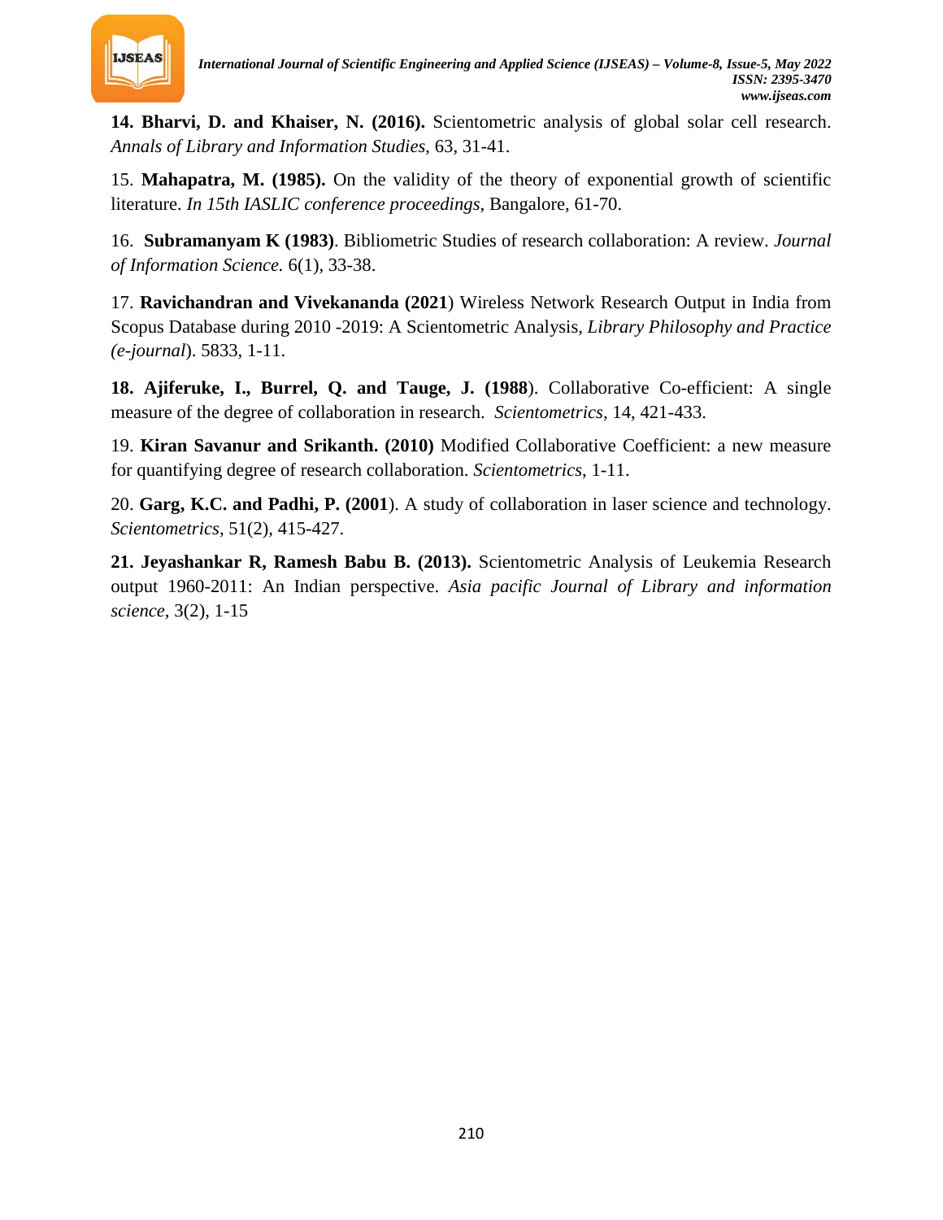**14. Bharvi, D. and Khaiser, N. (2016).** Scientometric analysis of global solar cell research. *Annals of Library and Information Studies*, 63, 31-41.

15. **Mahapatra, M. (1985).** On the validity of the theory of exponential growth of scientific literature. *In 15th IASLIC conference proceedings*, Bangalore, 61-70.

16. **Subramanyam K (1983)**. Bibliometric Studies of research collaboration: A review. *Journal of Information Science.* 6(1), 33-38.

17. **Ravichandran and Vivekananda (2021**) Wireless Network Research Output in India from Scopus Database during 2010 -2019: A Scientometric Analysis, *Library Philosophy and Practice (e-journal*). 5833, 1-11.

**18. Ajiferuke, I., Burrel, Q. and Tauge, J. (1988**). Collaborative Co-efficient: A single measure of the degree of collaboration in research. *Scientometrics*, 14, 421-433.

19. **Kiran Savanur and Srikanth. (2010)** Modified Collaborative Coefficient: a new measure for quantifying degree of research collaboration. *Scientometrics*, 1-11.

20. **Garg, K.C. and Padhi, P. (2001**). A study of collaboration in laser science and technology. *Scientometrics*, 51(2), 415-427.

**21. Jeyashankar R, Ramesh Babu B. (2013).** Scientometric Analysis of Leukemia Research output 1960-2011: An Indian perspective. *Asia pacific Journal of Library and information science*, 3(2), 1-15